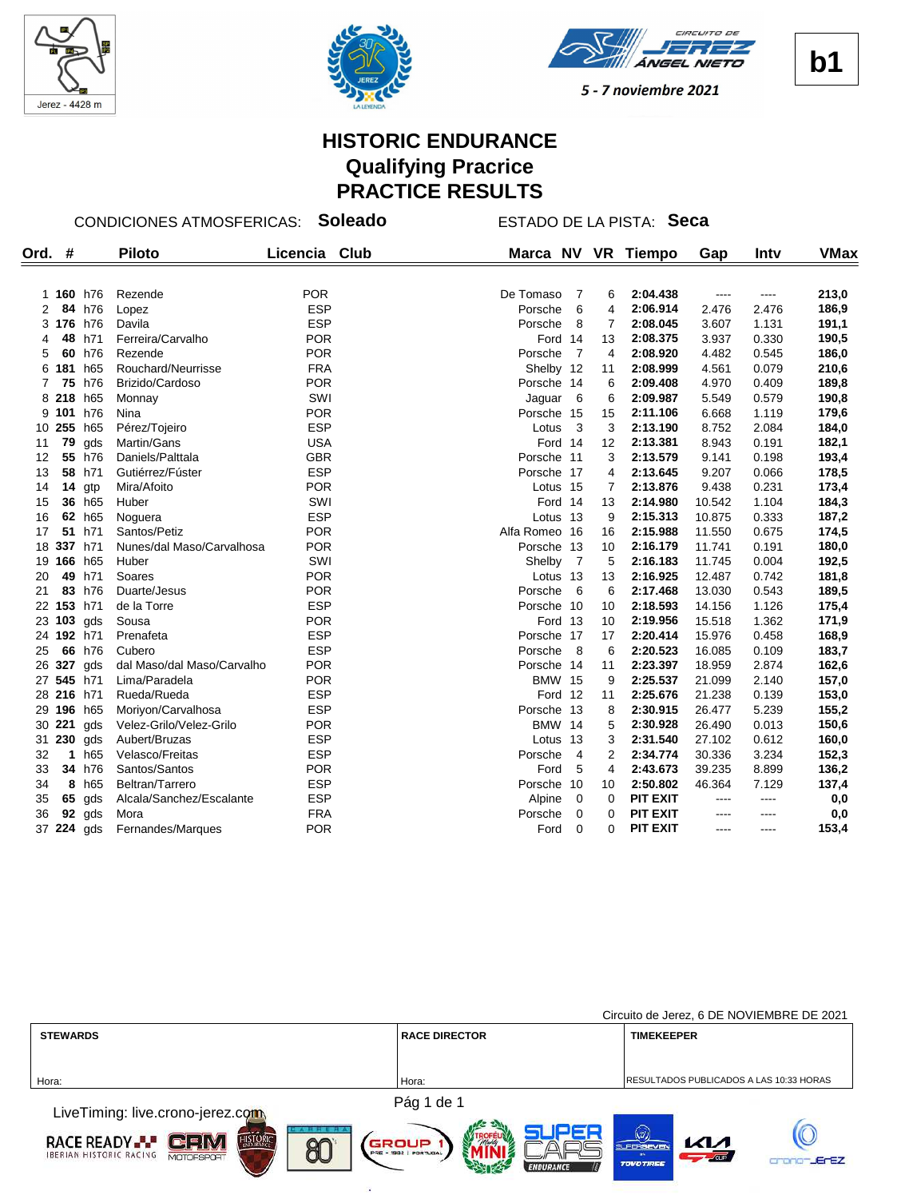Jerez - 4428 m

**b1**

CIRCUITO DE JEREZ ÁNGEL NIETO

*5 - 7 noviembre 2021*

# HISTORIC ENDURANCE
## Qualifying Pracrice
## PRACTICE RESULTS

CONDICIONES ATMOSFERICAS: **Soleado** ESTADO DE LA PISTA: **Seca**

| Ord. | # | | Piloto | Licencia | Club | Marca | NV | VR | Tiempo | Gap | Intv | VMax |
|---|---|---|---|---|---|---|---|---|---|---|---|---|
| 1 | **160** | h76 | Rezende | POR | | De Tomaso | 7 | 6 | **2:04.438** | ---- | ---- | **213,0** |
| 2 | **84** | h76 | Lopez | ESP | | Porsche | 6 | 4 | **2:06.914** | 2.476 | 2.476 | **186,9** |
| 3 | **176** | h76 | Davila | ESP | | Porsche | 8 | 7 | **2:08.045** | 3.607 | 1.131 | **191,1** |
| 4 | **48** | h71 | Ferreira/Carvalho | POR | | Ford | 14 | 13 | **2:08.375** | 3.937 | 0.330 | **190,5** |
| 5 | **60** | h76 | Rezende | POR | | Porsche | 7 | 4 | **2:08.920** | 4.482 | 0.545 | **186,0** |
| 6 | **181** | h65 | Rouchard/Neurrisse | FRA | | Shelby | 12 | 11 | **2:08.999** | 4.561 | 0.079 | **210,6** |
| 7 | **75** | h76 | Brizido/Cardoso | POR | | Porsche | 14 | 6 | **2:09.408** | 4.970 | 0.409 | **189,8** |
| 8 | **218** | h65 | Monnay | SWI | | Jaguar | 6 | 6 | **2:09.987** | 5.549 | 0.579 | **190,8** |
| 9 | **101** | h76 | Nina | POR | | Porsche | 15 | 15 | **2:11.106** | 6.668 | 1.119 | **179,6** |
| 10 | **255** | h65 | Pérez/Tojeiro | ESP | | Lotus | 3 | 3 | **2:13.190** | 8.752 | 2.084 | **184,0** |
| 11 | **79** | gds | Martin/Gans | USA | | Ford | 14 | 12 | **2:13.381** | 8.943 | 0.191 | **182,1** |
| 12 | **55** | h76 | Daniels/Palttala | GBR | | Porsche | 11 | 3 | **2:13.579** | 9.141 | 0.198 | **193,4** |
| 13 | **58** | h71 | Gutiérrez/Fúster | ESP | | Porsche | 17 | 4 | **2:13.645** | 9.207 | 0.066 | **178,5** |
| 14 | **14** | gtp | Mira/Afoito | POR | | Lotus | 15 | 7 | **2:13.876** | 9.438 | 0.231 | **173,4** |
| 15 | **36** | h65 | Huber | SWI | | Ford | 14 | 13 | **2:14.980** | 10.542 | 1.104 | **184,3** |
| 16 | **62** | h65 | Noguera | ESP | | Lotus | 13 | 9 | **2:15.313** | 10.875 | 0.333 | **187,2** |
| 17 | **51** | h71 | Santos/Petiz | POR | | Alfa Romeo | 16 | 16 | **2:15.988** | 11.550 | 0.675 | **174,5** |
| 18 | **337** | h71 | Nunes/dal Maso/Carvalhosa | POR | | Porsche | 13 | 10 | **2:16.179** | 11.741 | 0.191 | **180,0** |
| 19 | **166** | h65 | Huber | SWI | | Shelby | 7 | 5 | **2:16.183** | 11.745 | 0.004 | **192,5** |
| 20 | **49** | h71 | Soares | POR | | Lotus | 13 | 13 | **2:16.925** | 12.487 | 0.742 | **181,8** |
| 21 | **83** | h76 | Duarte/Jesus | POR | | Porsche | 6 | 6 | **2:17.468** | 13.030 | 0.543 | **189,5** |
| 22 | **153** | h71 | de la Torre | ESP | | Porsche | 10 | 10 | **2:18.593** | 14.156 | 1.126 | **175,4** |
| 23 | **103** | gds | Sousa | POR | | Ford | 13 | 10 | **2:19.956** | 15.518 | 1.362 | **171,9** |
| 24 | **192** | h71 | Prenafeta | ESP | | Porsche | 17 | 17 | **2:20.414** | 15.976 | 0.458 | **168,9** |
| 25 | **66** | h76 | Cubero | ESP | | Porsche | 8 | 6 | **2:20.523** | 16.085 | 0.109 | **183,7** |
| 26 | **327** | gds | dal Maso/dal Maso/Carvalho | POR | | Porsche | 14 | 11 | **2:23.397** | 18.959 | 2.874 | **162,6** |
| 27 | **545** | h71 | Lima/Paradela | POR | | BMW | 15 | 9 | **2:25.537** | 21.099 | 2.140 | **157,0** |
| 28 | **216** | h71 | Rueda/Rueda | ESP | | Ford | 12 | 11 | **2:25.676** | 21.238 | 0.139 | **153,0** |
| 29 | **196** | h65 | Moriyon/Carvalhosa | ESP | | Porsche | 13 | 8 | **2:30.915** | 26.477 | 5.239 | **155,2** |
| 30 | **221** | gds | Velez-Grilo/Velez-Grilo | POR | | BMW | 14 | 5 | **2:30.928** | 26.490 | 0.013 | **150,6** |
| 31 | **230** | gds | Aubert/Bruzas | ESP | | Lotus | 13 | 3 | **2:31.540** | 27.102 | 0.612 | **160,0** |
| 32 | **1** | h65 | Velasco/Freitas | ESP | | Porsche | 4 | 2 | **2:34.774** | 30.336 | 3.234 | **152,3** |
| 33 | **34** | h76 | Santos/Santos | POR | | Ford | 5 | 4 | **2:43.673** | 39.235 | 8.899 | **136,2** |
| 34 | **8** | h65 | Beltran/Tarrero | ESP | | Porsche | 10 | 10 | **2:50.802** | 46.364 | 7.129 | **137,4** |
| 35 | **65** | gds | Alcala/Sanchez/Escalante | ESP | | Alpine | 0 | 0 | **PIT EXIT** | ---- | ---- | **0,0** |
| 36 | **92** | gds | Mora | FRA | | Porsche | 0 | 0 | **PIT EXIT** | ---- | ---- | **0,0** |
| 37 | **224** | gds | Fernandes/Marques | POR | | Ford | 0 | 0 | **PIT EXIT** | ---- | ---- | **153,4** |

Circuito de Jerez, 6 DE NOVIEMBRE DE 2021

| STEWARDS | RACE DIRECTOR | TIMEKEEPER |
|---|---|---|
| Hora: | Hora: | RESULTADOS PUBLICADOS A LAS 10:33 HORAS |

LiveTiming: live.crono-jerez.com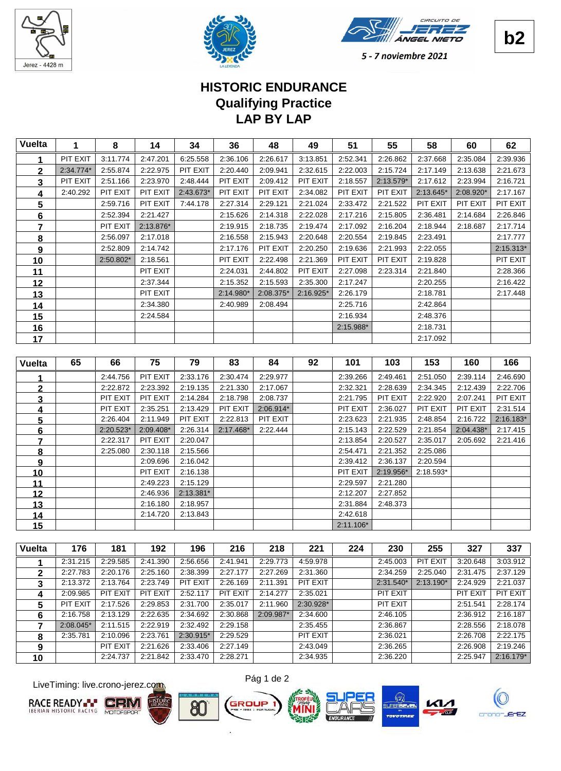b2

5 - 7 noviembre 2021

# HISTORIC ENDURANCE
## Qualifying Practice
## LAP BY LAP

| Vuelta | 1 | 8 | 14 | 34 | 36 | 48 | 49 | 51 | 55 | 58 | 60 | 62 |
|---|---|---|---|---|---|---|---|---|---|---|---|---|
| 1 | PIT EXIT | 3:11.774 | 2:47.201 | 6:25.558 | 2:36.106 | 2:26.617 | 3:13.851 | 2:52.341 | 2:26.862 | 2:37.668 | 2:35.084 | 2:39.936 |
| 2 | 2:34.774* | 2:55.874 | 2:22.975 | PIT EXIT | 2:20.440 | 2:09.941 | 2:32.615 | 2:22.003 | 2:15.724 | 2:17.149 | 2:13.638 | 2:21.673 |
| 3 | PIT EXIT | 2:51.166 | 2:23.970 | 2:48.444 | PIT EXIT | 2:09.412 | PIT EXIT | 2:18.557 | 2:13.579* | 2:17.612 | 2:23.994 | 2:16.721 |
| 4 | 2:40.292 | PIT EXIT | PIT EXIT | 2:43.673* | PIT EXIT | PIT EXIT | 2:34.082 | PIT EXIT | PIT EXIT | 2:13.645* | 2:08.920* | 2:17.167 |
| 5 | | 2:59.716 | PIT EXIT | 7:44.178 | 2:27.314 | 2:29.121 | 2:21.024 | 2:33.472 | 2:21.522 | PIT EXIT | PIT EXIT | PIT EXIT |
| 6 | | 2:52.394 | 2:21.427 | | 2:15.626 | 2:14.318 | 2:22.028 | 2:17.216 | 2:15.805 | 2:36.481 | 2:14.684 | 2:26.846 |
| 7 | | PIT EXIT | 2:13.876* | | 2:19.915 | 2:18.735 | 2:19.474 | 2:17.092 | 2:16.204 | 2:18.944 | 2:18.687 | 2:17.714 |
| 8 | | 2:56.097 | 2:17.018 | | 2:16.558 | 2:15.943 | 2:20.648 | 2:20.554 | 2:19.845 | 2:23.491 | | 2:17.777 |
| 9 | | 2:52.809 | 2:14.742 | | 2:17.176 | PIT EXIT | 2:20.250 | 2:19.636 | 2:21.993 | 2:22.055 | | 2:15.313* |
| 10 | | 2:50.802* | 2:18.561 | | PIT EXIT | 2:22.498 | 2:21.369 | PIT EXIT | PIT EXIT | 2:19.828 | | PIT EXIT |
| 11 | | | PIT EXIT | | 2:24.031 | 2:44.802 | PIT EXIT | 2:27.098 | 2:23.314 | 2:21.840 | | 2:28.366 |
| 12 | | | 2:37.344 | | 2:15.352 | 2:15.593 | 2:35.300 | 2:17.247 | | 2:20.255 | | 2:16.422 |
| 13 | | | PIT EXIT | | 2:14.980* | 2:08.375* | 2:16.925* | 2:26.179 | | 2:18.781 | | 2:17.448 |
| 14 | | | 2:34.380 | | 2:40.989 | 2:08.494 | | 2:25.716 | | 2:42.864 | | |
| 15 | | | 2:24.584 | | | | | 2:16.934 | | 2:48.376 | | |
| 16 | | | | | | | | 2:15.988* | | 2:18.731 | | |
| 17 | | | | | | | | | | 2:17.092 | | |

| Vuelta | 65 | 66 | 75 | 79 | 83 | 84 | 92 | 101 | 103 | 153 | 160 | 166 |
|---|---|---|---|---|---|---|---|---|---|---|---|---|
| 1 | | 2:44.756 | PIT EXIT | 2:33.176 | 2:30.474 | 2:29.977 | | 2:39.266 | 2:49.461 | 2:51.050 | 2:39.114 | 2:46.690 |
| 2 | | 2:22.872 | 2:23.392 | 2:19.135 | 2:21.330 | 2:17.067 | | 2:32.321 | 2:28.639 | 2:34.345 | 2:12.439 | 2:22.706 |
| 3 | | PIT EXIT | PIT EXIT | 2:14.284 | 2:18.798 | 2:08.737 | | 2:21.795 | PIT EXIT | 2:22.920 | 2:07.241 | PIT EXIT |
| 4 | | PIT EXIT | 2:35.251 | 2:13.429 | PIT EXIT | 2:06.914* | | PIT EXIT | 2:36.027 | PIT EXIT | PIT EXIT | 2:31.514 |
| 5 | | 2:26.404 | 2:11.949 | PIT EXIT | 2:22.813 | PIT EXIT | | 2:23.623 | 2:21.935 | 2:48.854 | 2:16.722 | 2:16.183* |
| 6 | | 2:20.523* | 2:09.408* | 2:26.314 | 2:17.468* | 2:22.444 | | 2:15.143 | 2:22.529 | 2:21.854 | 2:04.438* | 2:17.415 |
| 7 | | 2:22.317 | PIT EXIT | 2:20.047 | | | | 2:13.854 | 2:20.527 | 2:35.017 | 2:05.692 | 2:21.416 |
| 8 | | 2:25.080 | 2:30.118 | 2:15.566 | | | | 2:54.471 | 2:21.352 | 2:25.086 | | |
| 9 | | | 2:09.696 | 2:16.042 | | | | 2:39.412 | 2:36.137 | 2:20.594 | | |
| 10 | | | PIT EXIT | 2:16.138 | | | | PIT EXIT | 2:19.956* | 2:18.593* | | |
| 11 | | | 2:49.223 | 2:15.129 | | | | 2:29.597 | 2:21.280 | | | |
| 12 | | | 2:46.936 | 2:13.381* | | | | 2:12.207 | 2:27.852 | | | |
| 13 | | | 2:16.180 | 2:18.957 | | | | 2:31.884 | 2:48.373 | | | |
| 14 | | | 2:14.720 | 2:13.843 | | | | 2:42.618 | | | | |
| 15 | | | | | | | | 2:11.106* | | | | |

| Vuelta | 176 | 181 | 192 | 196 | 216 | 218 | 221 | 224 | 230 | 255 | 327 | 337 |
|---|---|---|---|---|---|---|---|---|---|---|---|---|
| 1 | 2:31.215 | 2:29.585 | 2:41.390 | 2:56.656 | 2:41.941 | 2:29.773 | 4:59.978 | | 2:45.003 | PIT EXIT | 3:20.648 | 3:03.912 |
| 2 | 2:27.783 | 2:20.176 | 2:25.160 | 2:38.399 | 2:27.177 | 2:27.269 | 2:31.360 | | 2:34.259 | 2:25.040 | 2:31.475 | 2:37.129 |
| 3 | 2:13.372 | 2:13.764 | 2:23.749 | PIT EXIT | 2:26.169 | 2:11.391 | PIT EXIT | | 2:31.540* | 2:13.190* | 2:24.929 | 2:21.037 |
| 4 | 2:09.985 | PIT EXIT | PIT EXIT | 2:52.117 | PIT EXIT | 2:14.277 | 2:35.021 | | PIT EXIT | | PIT EXIT | PIT EXIT |
| 5 | PIT EXIT | 2:17.526 | 2:29.853 | 2:31.700 | 2:35.017 | 2:11.960 | 2:30.928* | | PIT EXIT | | 2:51.541 | 2:28.174 |
| 6 | 2:16.758 | 2:13.129 | 2:22.635 | 2:34.692 | 2:30.868 | 2:09.987* | 2:34.600 | | 2:46.105 | | 2:36.912 | 2:16.187 |
| 7 | 2:08.045* | 2:11.515 | 2:22.919 | 2:32.492 | 2:29.158 | | 2:35.455 | | 2:36.867 | | 2:28.556 | 2:18.078 |
| 8 | 2:35.781 | 2:10.096 | 2:23.761 | 2:30.915* | 2:29.529 | | PIT EXIT | | 2:36.021 | | 2:26.708 | 2:22.175 |
| 9 | | PIT EXIT | 2:21.626 | 2:33.406 | 2:27.149 | | 2:43.049 | | 2:36.265 | | 2:26.908 | 2:19.246 |
| 10 | | 2:24.737 | 2:21.842 | 2:33.470 | 2:28.271 | | 2:34.935 | | 2:36.220 | | 2:25.947 | 2:16.179* |

LiveTiming: live.crono-jerez.com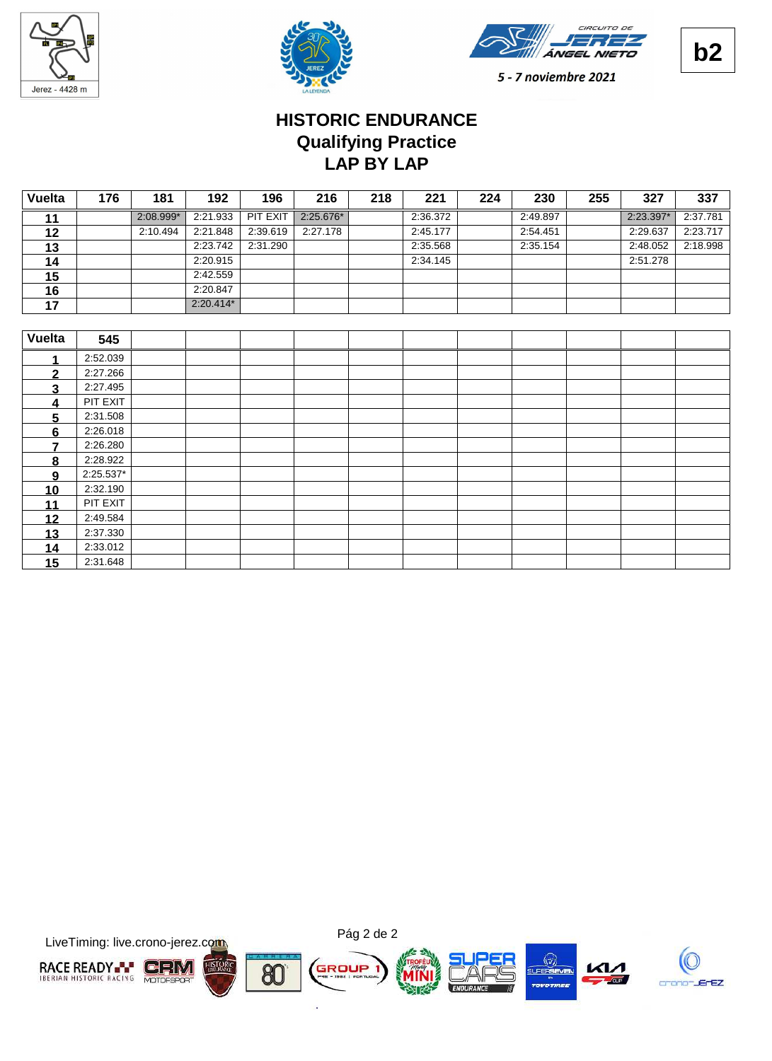5 - 7 noviembre 2021

**b2**

# HISTORIC ENDURANCE
## Qualifying Practice
## LAP BY LAP

| Vuelta | 176 | 181 | 192 | 196 | 216 | 218 | 221 | 224 | 230 | 255 | 327 | 337 |
|---|---|---|---|---|---|---|---|---|---|---|---|---|
| 11 | | 2:08.999* | 2:21.933 | PIT EXIT | 2:25.676* | | 2:36.372 | | 2:49.897 | | 2:23.397* | 2:37.781 |
| 12 | | 2:10.494 | 2:21.848 | 2:39.619 | 2:27.178 | | 2:45.177 | | 2:54.451 | | 2:29.637 | 2:23.717 |
| 13 | | | 2:23.742 | 2:31.290 | | | 2:35.568 | | 2:35.154 | | 2:48.052 | 2:18.998 |
| 14 | | | 2:20.915 | | | | 2:34.145 | | | | 2:51.278 | |
| 15 | | | 2:42.559 | | | | | | | | | |
| 16 | | | 2:20.847 | | | | | | | | | |
| 17 | | | 2:20.414* | | | | | | | | | |

| Vuelta | 545 |
|---|---|
| 1 | 2:52.039 |
| 2 | 2:27.266 |
| 3 | 2:27.495 |
| 4 | PIT EXIT |
| 5 | 2:31.508 |
| 6 | 2:26.018 |
| 7 | 2:26.280 |
| 8 | 2:28.922 |
| 9 | 2:25.537* |
| 10 | 2:32.190 |
| 11 | PIT EXIT |
| 12 | 2:49.584 |
| 13 | 2:37.330 |
| 14 | 2:33.012 |
| 15 | 2:31.648 |

LiveTiming: live.crono-jerez.com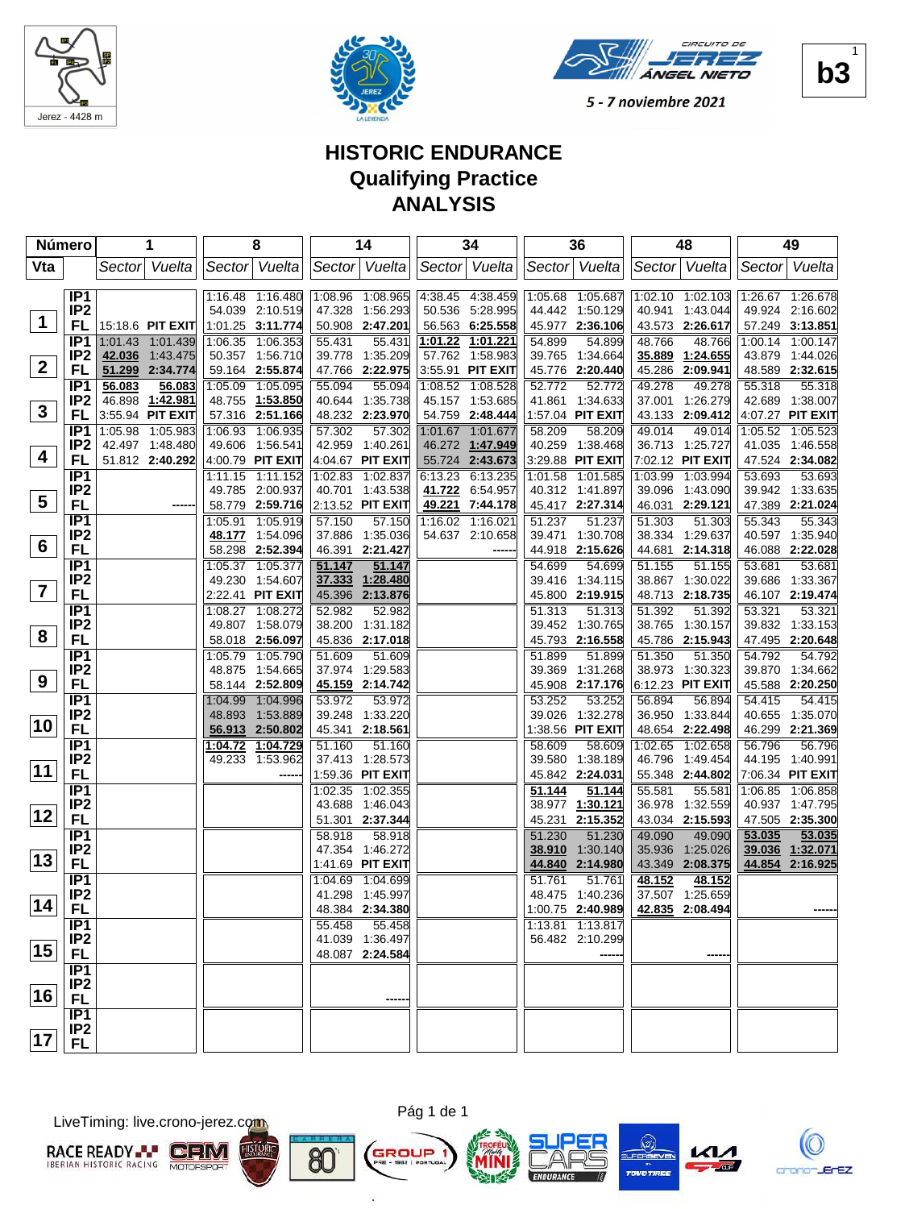Jerez - 4428 m

CIRCUITO DE JEREZ ÁNGEL NIETO

5 - 7 noviembre 2021

**b3**

# HISTORIC ENDURANCE
## Qualifying Practice
## ANALYSIS

| Número | | 1 | | 8 | | 14 | | 34 | | 36 | | 48 | | 49 | |
|---|---|---|---|---|---|---|---|---|---|---|---|---|---|---|---|
| Vta | | Sector | Vuelta | Sector | Vuelta | Sector | Vuelta | Sector | Vuelta | Sector | Vuelta | Sector | Vuelta | Sector | Vuelta |
| 1 | IP1 | | | 1:16.48 | 1:16.480 | 1:08.96 | 1:08.965 | 4:38.45 | 4:38.459 | 1:05.68 | 1:05.687 | 1:02.10 | 1:02.103 | 1:26.67 | 1:26.678 |
| | IP2 | | | 54.039 | 2:10.519 | 47.328 | 1:56.293 | 50.536 | 5:28.995 | 44.442 | 1:50.129 | 40.941 | 1:43.044 | 49.924 | 2:16.602 |
| | FL | 15:18.6 | PIT EXIT | 1:01.25 | 3:11.774 | 50.908 | 2:47.201 | 56.563 | 6:25.558 | 45.977 | 2:36.106 | 43.573 | 2:26.617 | 57.249 | 3:13.851 |
| 2 | IP1 | 1:01.43 | 1:01.439 | 1:06.35 | 1:06.353 | 55.431 | 55.431 | **1:01.22** | **1:01.221** | 54.899 | 54.899 | 48.766 | 48.766 | 1:00.14 | 1:00.147 |
| | IP2 | **42.036** | 1:43.475 | 50.357 | 1:56.710 | 39.778 | 1:35.209 | 57.762 | 1:58.983 | 39.765 | 1:34.664 | **35.889** | **1:24.655** | 43.879 | 1:44.026 |
| | FL | **51.299** | 2:34.774 | 59.164 | 2:55.874 | 47.766 | 2:22.975 | 3:55.91 | PIT EXIT | 45.776 | 2:20.440 | 45.286 | 2:09.941 | 48.589 | 2:32.615 |
| 3 | IP1 | **56.083** | **56.083** | 1:05.09 | 1:05.095 | 55.094 | 55.094 | 1:08.52 | 1:08.528 | 52.772 | 52.772 | 49.278 | 49.278 | 55.318 | 55.318 |
| | IP2 | 46.898 | **1:42.981** | 48.755 | **1:53.850** | 40.644 | 1:35.738 | 45.157 | 1:53.685 | 41.861 | 1:34.633 | 37.001 | 1:26.279 | 42.689 | 1:38.007 |
| | FL | 3:55.94 | PIT EXIT | 57.316 | 2:51.166 | 48.232 | 2:23.970 | 54.759 | 2:48.444 | 1:57.04 | PIT EXIT | 43.133 | 2:09.412 | 4:07.27 | PIT EXIT |
| 4 | IP1 | 1:05.98 | 1:05.983 | 1:06.93 | 1:06.935 | 57.302 | 57.302 | 1:01.67 | 1:01.677 | 58.209 | 58.209 | 49.014 | 49.014 | 1:05.52 | 1:05.523 |
| | IP2 | 42.497 | 1:48.480 | 49.606 | 1:56.541 | 42.959 | 1:40.261 | 46.272 | **1:47.949** | 40.259 | 1:38.468 | 36.713 | 1:25.727 | 41.035 | 1:46.558 |
| | FL | 51.812 | 2:40.292 | 4:00.79 | PIT EXIT | 4:04.67 | PIT EXIT | 55.724 | **2:43.673** | 3:29.88 | PIT EXIT | 7:02.12 | PIT EXIT | 47.524 | 2:34.082 |
| 5 | IP1 | | | 1:11.15 | 1:11.152 | 1:02.83 | 1:02.837 | 6:13.23 | 6:13.235 | 1:01.58 | 1:01.585 | 1:03.99 | 1:03.994 | 53.693 | 53.693 |
| | IP2 | | | 49.785 | 2:00.937 | 40.701 | 1:43.538 | **41.722** | 6:54.957 | 40.312 | 1:41.897 | 39.096 | 1:43.090 | 39.942 | 1:33.635 |
| | FL | | ------ | 58.779 | 2:59.716 | 2:13.52 | PIT EXIT | **49.221** | 7:44.178 | 45.417 | 2:27.314 | 46.031 | 2:29.121 | 47.389 | 2:21.024 |
| 6 | IP1 | | | 1:05.91 | 1:05.919 | 57.150 | 57.150 | 1:16.02 | 1:16.021 | 51.237 | 51.237 | 51.303 | 51.303 | 55.343 | 55.343 |
| | IP2 | | | **48.177** | 1:54.096 | 37.886 | 1:35.036 | 54.637 | 2:10.658 | 39.471 | 1:30.708 | 38.334 | 1:29.637 | 40.597 | 1:35.940 |
| | FL | | | 58.298 | 2:52.394 | 46.391 | 2:21.427 | | ------ | 44.918 | 2:15.626 | 44.681 | 2:14.318 | 46.088 | 2:22.028 |
| 7 | IP1 | | | 1:05.37 | 1:05.377 | **51.147** | **51.147** | | | 54.699 | 54.699 | 51.155 | 51.155 | 53.681 | 53.681 |
| | IP2 | | | 49.230 | 1:54.607 | **37.333** | **1:28.480** | | | 39.416 | 1:34.115 | 38.867 | 1:30.022 | 39.686 | 1:33.367 |
| | FL | | | 2:22.41 | PIT EXIT | 45.396 | 2:13.876 | | | 45.800 | 2:19.915 | 48.713 | 2:18.735 | 46.107 | 2:19.474 |
| 8 | IP1 | | | 1:08.27 | 1:08.272 | 52.982 | 52.982 | | | 51.313 | 51.313 | 51.392 | 51.392 | 53.321 | 53.321 |
| | IP2 | | | 49.807 | 1:58.079 | 38.200 | 1:31.182 | | | 39.452 | 1:30.765 | 38.765 | 1:30.157 | 39.832 | 1:33.153 |
| | FL | | | 58.018 | 2:56.097 | 45.836 | 2:17.018 | | | 45.793 | 2:16.558 | 45.786 | 2:15.943 | 47.495 | 2:20.648 |
| 9 | IP1 | | | 1:05.79 | 1:05.790 | 51.609 | 51.609 | | | 51.899 | 51.899 | 51.350 | 51.350 | 54.792 | 54.792 |
| | IP2 | | | 48.875 | 1:54.665 | 37.974 | 1:29.583 | | | 39.369 | 1:31.268 | 38.973 | 1:30.323 | 39.870 | 1:34.662 |
| | FL | | | 58.144 | 2:52.809 | **45.159** | 2:14.742 | | | 45.908 | 2:17.176 | 6:12.23 | PIT EXIT | 45.588 | 2:20.250 |
| 10 | IP1 | | | 1:04.99 | 1:04.996 | 53.972 | 53.972 | | | 53.252 | 53.252 | 56.894 | 56.894 | 54.415 | 54.415 |
| | IP2 | | | 48.893 | 1:53.889 | 39.248 | 1:33.220 | | | 39.026 | 1:32.278 | 36.950 | 1:33.844 | 40.655 | 1:35.070 |
| | FL | | | **56.913** | 2:50.802 | 45.341 | 2:18.561 | | | 1:38.56 | PIT EXIT | 48.654 | 2:22.498 | 46.299 | 2:21.369 |
| 11 | IP1 | | | **1:04.72** | **1:04.729** | 51.160 | 51.160 | | | 58.609 | 58.609 | 1:02.65 | 1:02.658 | 56.796 | 56.796 |
| | IP2 | | | 49.233 | 1:53.962 | 37.413 | 1:28.573 | | | 39.580 | 1:38.189 | 46.796 | 1:49.454 | 44.195 | 1:40.991 |
| | FL | | | | ------ | 1:59.36 | PIT EXIT | | | 45.842 | 2:24.031 | 55.348 | 2:44.802 | 7:06.34 | PIT EXIT |
| 12 | IP1 | | | | | 1:02.35 | 1:02.355 | | | **51.144** | **51.144** | 55.581 | 55.581 | 1:06.85 | 1:06.858 |
| | IP2 | | | | | 43.688 | 1:46.043 | | | 38.977 | **1:30.121** | 36.978 | 1:32.559 | 40.937 | 1:47.795 |
| | FL | | | | | 51.301 | 2:37.344 | | | 45.231 | 2:15.352 | 43.034 | 2:15.593 | 47.505 | 2:35.300 |
| 13 | IP1 | | | | | 58.918 | 58.918 | | | 51.230 | 51.230 | 49.090 | 49.090 | **53.035** | **53.035** |
| | IP2 | | | | | 47.354 | 1:46.272 | | | **38.910** | 1:30.140 | 35.936 | 1:25.026 | **39.036** | **1:32.071** |
| | FL | | | | | 1:41.69 | PIT EXIT | | | **44.840** | 2:14.980 | 43.349 | 2:08.375 | **44.854** | 2:16.925 |
| 14 | IP1 | | | | | 1:04.69 | 1:04.699 | | | 51.761 | 51.761 | **48.152** | **48.152** | | |
| | IP2 | | | | | 41.298 | 1:45.997 | | | 48.475 | 1:40.236 | 37.507 | 1:25.659 | | |
| | FL | | | | | 48.384 | 2:34.380 | | | 1:00.75 | 2:40.989 | **42.835** | 2:08.494 | | ------ |
| 15 | IP1 | | | | | 55.458 | 55.458 | | | 1:13.81 | 1:13.817 | | | | |
| | IP2 | | | | | 41.039 | 1:36.497 | | | 56.482 | 2:10.299 | | | | |
| | FL | | | | | 48.087 | 2:24.584 | | | | ------ | | ------ | | |
| 16 | IP1 | | | | | | | | | | | | | | |
| | IP2 | | | | | | | | | | | | | | |
| | FL | | | | | | ------ | | | | | | | | |
| 17 | IP1 | | | | | | | | | | | | | | |
| | IP2 | | | | | | | | | | | | | | |
| | FL | | | | | | | | | | | | | | |

LiveTiming: live.crono-jerez.com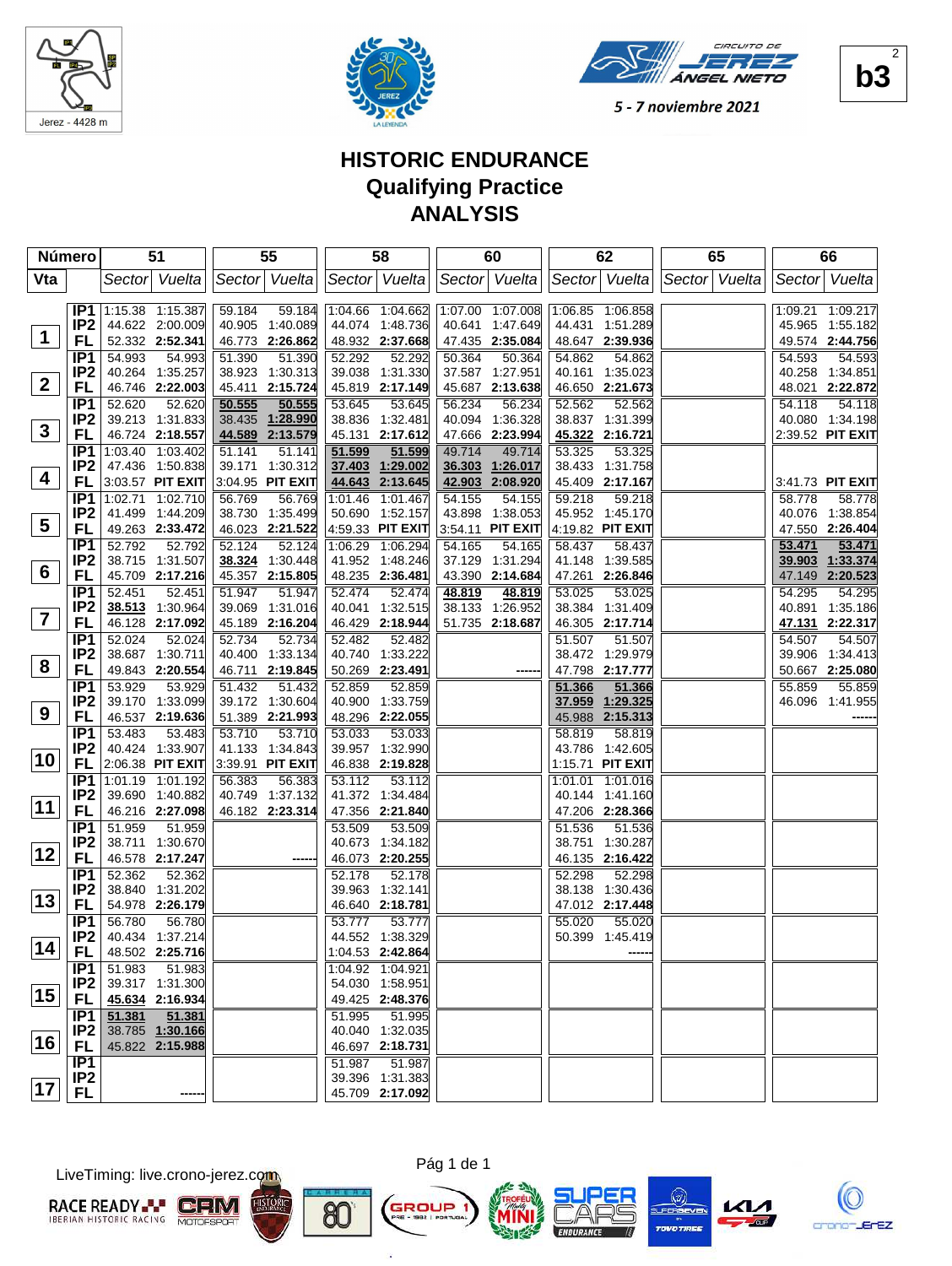Jerez - 4428 m

CIRCUITO DE JEREZ ÁNGEL NIETO

5 - 7 noviembre 2021

b3

# HISTORIC ENDURANCE
## Qualifying Practice
## ANALYSIS

| Número | | 51 | | 55 | | 58 | | 60 | | 62 | | 65 | | 66 | |
|---|---|---|---|---|---|---|---|---|---|---|---|---|---|---|---|
| Vta | | Sector | Vuelta | Sector | Vuelta | Sector | Vuelta | Sector | Vuelta | Sector | Vuelta | Sector | Vuelta | Sector | Vuelta |
| 1 | IP1 | 1:15.38 | 1:15.387 | 59.184 | 59.184 | 1:04.66 | 1:04.662 | 1:07.00 | 1:07.008 | 1:06.85 | 1:06.858 | | | 1:09.21 | 1:09.217 |
| | IP2 | 44.622 | 2:00.009 | 40.905 | 1:40.089 | 44.074 | 1:48.736 | 40.641 | 1:47.649 | 44.431 | 1:51.289 | | | 45.965 | 1:55.182 |
| | FL | 52.332 | **2:52.341** | 46.773 | **2:26.862** | 48.932 | **2:37.668** | 47.435 | **2:35.084** | 48.647 | **2:39.936** | | | 49.574 | **2:44.756** |
| 2 | IP1 | 54.993 | 54.993 | 51.390 | 51.390 | 52.292 | 52.292 | 50.364 | 50.364 | 54.862 | 54.862 | | | 54.593 | 54.593 |
| | IP2 | 40.264 | 1:35.257 | 38.923 | 1:30.313 | 39.038 | 1:31.330 | 37.587 | 1:27.951 | 40.161 | 1:35.023 | | | 40.258 | 1:34.851 |
| | FL | 46.746 | **2:22.003** | 45.411 | **2:15.724** | 45.819 | **2:17.149** | 45.687 | **2:13.638** | 46.650 | **2:21.673** | | | 48.021 | **2:22.872** |
| 3 | IP1 | 52.620 | 52.620 | 50.555 | 50.555 | 53.645 | 53.645 | 56.234 | 56.234 | 52.562 | 52.562 | | | 54.118 | 54.118 |
| | IP2 | 39.213 | 1:31.833 | 38.435 | 1:28.990 | 38.836 | 1:32.481 | 40.094 | 1:36.328 | 38.837 | 1:31.399 | | | 40.080 | 1:34.198 |
| | FL | 46.724 | **2:18.557** | 44.589 | **2:13.579** | 45.131 | **2:17.612** | 47.666 | **2:23.994** | 45.322 | **2:16.721** | | | 2:39.52 | **PIT EXIT** |
| 4 | IP1 | 1:03.40 | 1:03.402 | 51.141 | 51.141 | 51.599 | 51.599 | 49.714 | 49.714 | 53.325 | 53.325 | | | | |
| | IP2 | 47.436 | 1:50.838 | 39.171 | 1:30.312 | 37.403 | 1:29.002 | 36.303 | 1:26.017 | 38.433 | 1:31.758 | | | | |
| | FL | 3:03.57 | **PIT EXIT** | 3:04.95 | **PIT EXIT** | 44.643 | **2:13.645** | 42.903 | **2:08.920** | 45.409 | **2:17.167** | | | 3:41.73 | **PIT EXIT** |
| 5 | IP1 | 1:02.71 | 1:02.710 | 56.769 | 56.769 | 1:01.46 | 1:01.467 | 54.155 | 54.155 | 59.218 | 59.218 | | | 58.778 | 58.778 |
| | IP2 | 41.499 | 1:44.209 | 38.730 | 1:35.499 | 50.690 | 1:52.157 | 43.898 | 1:38.053 | 45.952 | 1:45.170 | | | 40.076 | 1:38.854 |
| | FL | 49.263 | **2:33.472** | 46.023 | **2:21.522** | 4:59.33 | **PIT EXIT** | 3:54.11 | **PIT EXIT** | 4:19.82 | **PIT EXIT** | | | 47.550 | **2:26.404** |
| 6 | IP1 | 52.792 | 52.792 | 52.124 | 52.124 | 1:06.29 | 1:06.294 | 54.165 | 54.165 | 58.437 | 58.437 | | | 53.471 | 53.471 |
| | IP2 | 38.715 | 1:31.507 | 38.324 | 1:30.448 | 41.952 | 1:48.246 | 37.129 | 1:31.294 | 41.148 | 1:39.585 | | | 39.903 | 1:33.374 |
| | FL | 45.709 | **2:17.216** | 45.357 | **2:15.805** | 48.235 | **2:36.481** | 43.390 | **2:14.684** | 47.261 | **2:26.846** | | | 47.149 | **2:20.523** |
| 7 | IP1 | 52.451 | 52.451 | 51.947 | 51.947 | 52.474 | 52.474 | 48.819 | 48.819 | 53.025 | 53.025 | | | 54.295 | 54.295 |
| | IP2 | 38.513 | 1:30.964 | 39.069 | 1:31.016 | 40.041 | 1:32.515 | 38.133 | 1:26.952 | 38.384 | 1:31.409 | | | 40.891 | 1:35.186 |
| | FL | 46.128 | **2:17.092** | 45.189 | **2:16.204** | 46.429 | **2:18.944** | 51.735 | **2:18.687** | 46.305 | **2:17.714** | | | 47.131 | **2:22.317** |
| 8 | IP1 | 52.024 | 52.024 | 52.734 | 52.734 | 52.482 | 52.482 | | | 51.507 | 51.507 | | | 54.507 | 54.507 |
| | IP2 | 38.687 | 1:30.711 | 40.400 | 1:33.134 | 40.740 | 1:33.222 | | | 38.472 | 1:29.979 | | | 39.906 | 1:34.413 |
| | FL | 49.843 | **2:20.554** | 46.711 | **2:19.845** | 50.269 | **2:23.491** | | ------ | 47.798 | **2:17.777** | | | 50.667 | **2:25.080** |
| 9 | IP1 | 53.929 | 53.929 | 51.432 | 51.432 | 52.859 | 52.859 | | | 51.366 | 51.366 | | | 55.859 | 55.859 |
| | IP2 | 39.170 | 1:33.099 | 39.172 | 1:30.604 | 40.900 | 1:33.759 | | | 37.959 | 1:29.325 | | | 46.096 | 1:41.955 |
| | FL | 46.537 | **2:19.636** | 51.389 | **2:21.993** | 48.296 | **2:22.055** | | | 45.988 | **2:15.313** | | | | ------ |
| 10 | IP1 | 53.483 | 53.483 | 53.710 | 53.710 | 53.033 | 53.033 | | | 58.819 | 58.819 | | | | |
| | IP2 | 40.424 | 1:33.907 | 41.133 | 1:34.843 | 39.957 | 1:32.990 | | | 43.786 | 1:42.605 | | | | |
| | FL | 2:06.38 | **PIT EXIT** | 3:39.91 | **PIT EXIT** | 46.838 | **2:19.828** | | | 1:15.71 | **PIT EXIT** | | | | |
| 11 | IP1 | 1:01.19 | 1:01.192 | 56.383 | 56.383 | 53.112 | 53.112 | | | 1:01.01 | 1:01.016 | | | | |
| | IP2 | 39.690 | 1:40.882 | 40.749 | 1:37.132 | 41.372 | 1:34.484 | | | 40.144 | 1:41.160 | | | | |
| | FL | 46.216 | **2:27.098** | 46.182 | **2:23.314** | 47.356 | **2:21.840** | | | 47.206 | **2:28.366** | | | | |
| 12 | IP1 | 51.959 | 51.959 | | | 53.509 | 53.509 | | | 51.536 | 51.536 | | | | |
| | IP2 | 38.711 | 1:30.670 | | | 40.673 | 1:34.182 | | | 38.751 | 1:30.287 | | | | |
| | FL | 46.578 | **2:17.247** | | ------ | 46.073 | **2:20.255** | | | 46.135 | **2:16.422** | | | | |
| 13 | IP1 | 52.362 | 52.362 | | | 52.178 | 52.178 | | | 52.298 | 52.298 | | | | |
| | IP2 | 38.840 | 1:31.202 | | | 39.963 | 1:32.141 | | | 38.138 | 1:30.436 | | | | |
| | FL | 54.978 | **2:26.179** | | | 46.640 | **2:18.781** | | | 47.012 | **2:17.448** | | | | |
| 14 | IP1 | 56.780 | 56.780 | | | 53.777 | 53.777 | | | 55.020 | 55.020 | | | | |
| | IP2 | 40.434 | 1:37.214 | | | 44.552 | 1:38.329 | | | 50.399 | 1:45.419 | | | | |
| | FL | 48.502 | **2:25.716** | | | 1:04.53 | **2:42.864** | | | | ------ | | | | |
| 15 | IP1 | 51.983 | 51.983 | | | 1:04.92 | 1:04.921 | | | | | | | | |
| | IP2 | 39.317 | 1:31.300 | | | 54.030 | 1:58.951 | | | | | | | | |
| | FL | 45.634 | **2:16.934** | | | 49.425 | **2:48.376** | | | | | | | | |
| 16 | IP1 | 51.381 | 51.381 | | | 51.995 | 51.995 | | | | | | | | |
| | IP2 | 38.785 | 1:30.166 | | | 40.040 | 1:32.035 | | | | | | | | |
| | FL | 45.822 | **2:15.988** | | | 46.697 | **2:18.731** | | | | | | | | |
| 17 | IP1 | | | | | 51.987 | 51.987 | | | | | | | | |
| | IP2 | | | | | 39.396 | 1:31.383 | | | | | | | | |
| | FL | | ------ | | | 45.709 | **2:17.092** | | | | | | | | |

LiveTiming: live.crono-jerez.com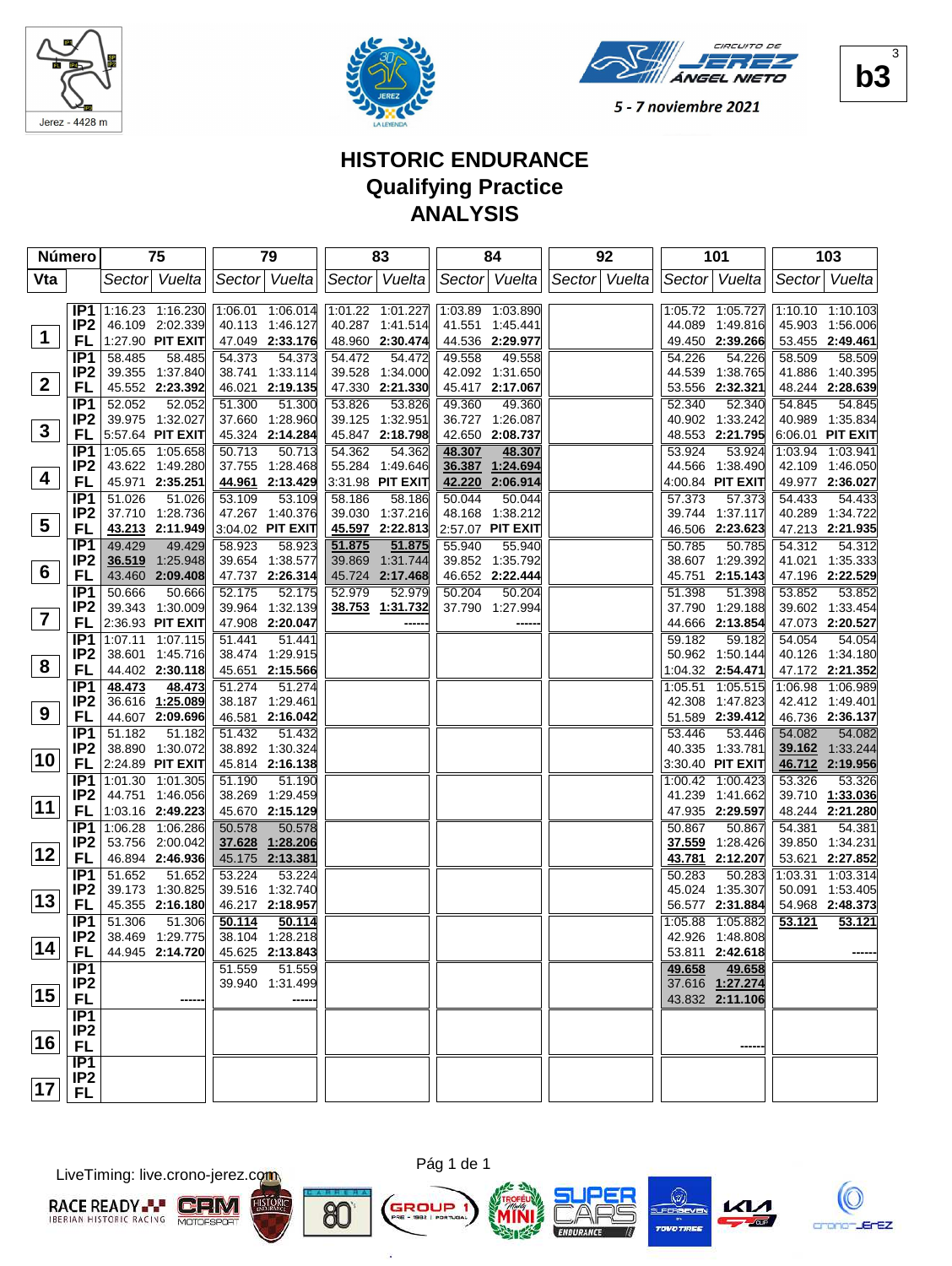Jerez - 4428 m

5 - 7 noviembre 2021

**b3**

# HISTORIC ENDURANCE
## Qualifying Practice
## ANALYSIS

| Número | | 75 | | 79 | | 83 | | 84 | | 92 | | 101 | | 103 | |
|---|---|---|---|---|---|---|---|---|---|---|---|---|---|---|---|
| Vta | | Sector | Vuelta | Sector | Vuelta | Sector | Vuelta | Sector | Vuelta | Sector | Vuelta | Sector | Vuelta | Sector | Vuelta |
| 1 | IP1 | 1:16.23 | 1:16.230 | 1:06.01 | 1:06.014 | 1:01.22 | 1:01.227 | 1:03.89 | 1:03.890 | | | 1:05.72 | 1:05.727 | 1:10.10 | 1:10.103 |
| | IP2 | 46.109 | 2:02.339 | 40.113 | 1:46.127 | 40.287 | 1:41.514 | 41.551 | 1:45.441 | | | 44.089 | 1:49.816 | 45.903 | 1:56.006 |
| | FL | 1:27.90 | PIT EXIT | 47.049 | 2:33.176 | 48.960 | 2:30.474 | 44.536 | 2:29.977 | | | 49.450 | 2:39.266 | 53.455 | 2:49.461 |
| 2 | IP1 | 58.485 | 58.485 | 54.373 | 54.373 | 54.472 | 54.472 | 49.558 | 49.558 | | | 54.226 | 54.226 | 58.509 | 58.509 |
| | IP2 | 39.355 | 1:37.840 | 38.741 | 1:33.114 | 39.528 | 1:34.000 | 42.092 | 1:31.650 | | | 44.539 | 1:38.765 | 41.886 | 1:40.395 |
| | FL | 45.552 | 2:23.392 | 46.021 | 2:19.135 | 47.330 | 2:21.330 | 45.417 | 2:17.067 | | | 53.556 | 2:32.321 | 48.244 | 2:28.639 |
| 3 | IP1 | 52.052 | 52.052 | 51.300 | 51.300 | 53.826 | 53.826 | 49.360 | 49.360 | | | 52.340 | 52.340 | 54.845 | 54.845 |
| | IP2 | 39.975 | 1:32.027 | 37.660 | 1:28.960 | 39.125 | 1:32.951 | 36.727 | 1:26.087 | | | 40.902 | 1:33.242 | 40.989 | 1:35.834 |
| | FL | 5:57.64 | PIT EXIT | 45.324 | 2:14.284 | 45.847 | 2:18.798 | 42.650 | 2:08.737 | | | 48.553 | 2:21.795 | 6:06.01 | PIT EXIT |
| 4 | IP1 | 1:05.65 | 1:05.658 | 50.713 | 50.713 | 54.362 | 54.362 | **48.307** | **48.307** | | | 53.924 | 53.924 | 1:03.94 | 1:03.941 |
| | IP2 | 43.622 | 1:49.280 | 37.755 | 1:28.468 | 55.284 | 1:49.646 | **36.387** | **1:24.694** | | | 44.566 | 1:38.490 | 42.109 | 1:46.050 |
| | FL | 45.971 | 2:35.251 | **44.961** | 2:13.429 | 3:31.98 | PIT EXIT | **42.220** | **2:06.914** | | | 4:00.84 | PIT EXIT | 49.977 | 2:36.027 |
| 5 | IP1 | 51.026 | 51.026 | 53.109 | 53.109 | 58.186 | 58.186 | 50.044 | 50.044 | | | 57.373 | 57.373 | 54.433 | 54.433 |
| | IP2 | 37.710 | 1:28.736 | 47.267 | 1:40.376 | 39.030 | 1:37.216 | 48.168 | 1:38.212 | | | 39.744 | 1:37.117 | 40.289 | 1:34.722 |
| | FL | **43.213** | 2:11.949 | 3:04.02 | PIT EXIT | **45.597** | 2:22.813 | 2:57.07 | PIT EXIT | | | 46.506 | 2:23.623 | 47.213 | 2:21.935 |
| 6 | IP1 | 49.429 | 49.429 | 58.923 | 58.923 | **51.875** | **51.875** | 55.940 | 55.940 | | | 50.785 | 50.785 | 54.312 | 54.312 |
| | IP2 | **36.519** | 1:25.948 | 39.654 | 1:38.577 | 39.869 | 1:31.744 | 39.852 | 1:35.792 | | | 38.607 | 1:29.392 | 41.021 | 1:35.333 |
| | FL | 43.460 | 2:09.408 | 47.737 | 2:26.314 | 45.724 | 2:17.468 | 46.652 | 2:22.444 | | | 45.751 | 2:15.143 | 47.196 | 2:22.529 |
| 7 | IP1 | 50.666 | 50.666 | 52.175 | 52.175 | 52.979 | 52.979 | 50.204 | 50.204 | | | 51.398 | 51.398 | 53.852 | 53.852 |
| | IP2 | 39.343 | 1:30.009 | 39.964 | 1:32.139 | **38.753** | **1:31.732** | 37.790 | 1:27.994 | | | 37.790 | 1:29.188 | 39.602 | 1:33.454 |
| | FL | 2:36.93 | PIT EXIT | 47.908 | 2:20.047 | | ------ | | ------ | | | 44.666 | 2:13.854 | 47.073 | 2:20.527 |
| 8 | IP1 | 1:07.11 | 1:07.115 | 51.441 | 51.441 | | | | | | | 59.182 | 59.182 | 54.054 | 54.054 |
| | IP2 | 38.601 | 1:45.716 | 38.474 | 1:29.915 | | | | | | | 50.962 | 1:50.144 | 40.126 | 1:34.180 |
| | FL | 44.402 | 2:30.118 | 45.651 | 2:15.566 | | | | | | | 1:04.32 | 2:54.471 | 47.172 | 2:21.352 |
| 9 | IP1 | **48.473** | **48.473** | 51.274 | 51.274 | | | | | | | 1:05.51 | 1:05.515 | 1:06.98 | 1:06.989 |
| | IP2 | 36.616 | **1:25.089** | 38.187 | 1:29.461 | | | | | | | 42.308 | 1:47.823 | 42.412 | 1:49.401 |
| | FL | 44.607 | 2:09.696 | 46.581 | 2:16.042 | | | | | | | 51.589 | 2:39.412 | 46.736 | 2:36.137 |
| 10 | IP1 | 51.182 | 51.182 | 51.432 | 51.432 | | | | | | | 53.446 | 53.446 | 54.082 | 54.082 |
| | IP2 | 38.890 | 1:30.072 | 38.892 | 1:30.324 | | | | | | | 40.335 | 1:33.781 | **39.162** | 1:33.244 |
| | FL | 2:24.89 | PIT EXIT | 45.814 | 2:16.138 | | | | | | | 3:30.40 | PIT EXIT | **46.712** | **2:19.956** |
| 11 | IP1 | 1:01.30 | 1:01.305 | 51.190 | 51.190 | | | | | | | 1:00.42 | 1:00.423 | 53.326 | 53.326 |
| | IP2 | 44.751 | 1:46.056 | 38.269 | 1:29.459 | | | | | | | 41.239 | 1:41.662 | 39.710 | **1:33.036** |
| | FL | 1:03.16 | 2:49.223 | 45.670 | 2:15.129 | | | | | | | 47.935 | 2:29.597 | 48.244 | 2:21.280 |
| 12 | IP1 | 1:06.28 | 1:06.286 | 50.578 | 50.578 | | | | | | | 50.867 | 50.867 | 54.381 | 54.381 |
| | IP2 | 53.756 | 2:00.042 | **37.628** | **1:28.206** | | | | | | | **37.559** | 1:28.426 | 39.850 | 1:34.231 |
| | FL | 46.894 | 2:46.936 | 45.175 | **2:13.381** | | | | | | | **43.781** | 2:12.207 | 53.621 | 2:27.852 |
| 13 | IP1 | 51.652 | 51.652 | 53.224 | 53.224 | | | | | | | 50.283 | 50.283 | 1:03.31 | 1:03.314 |
| | IP2 | 39.173 | 1:30.825 | 39.516 | 1:32.740 | | | | | | | 45.024 | 1:35.307 | 50.091 | 1:53.405 |
| | FL | 45.355 | 2:16.180 | 46.217 | 2:18.957 | | | | | | | 56.577 | 2:31.884 | 54.968 | 2:48.373 |
| 14 | IP1 | 51.306 | 51.306 | **50.114** | **50.114** | | | | | | | 1:05.88 | 1:05.882 | **53.121** | **53.121** |
| | IP2 | 38.469 | 1:29.775 | 38.104 | 1:28.218 | | | | | | | 42.926 | 1:48.808 | | |
| | FL | 44.945 | 2:14.720 | 45.625 | 2:13.843 | | | | | | | 53.811 | 2:42.618 | | ------ |
| 15 | IP1 | | | 51.559 | 51.559 | | | | | | | **49.658** | **49.658** | | |
| | IP2 | | | 39.940 | 1:31.499 | | | | | | | 37.616 | **1:27.274** | | |
| | FL | | ------ | | ------ | | | | | | | 43.832 | **2:11.106** | | |
| 16 | IP1 | | | | | | | | | | | | | | |
| | IP2 | | | | | | | | | | | | | | |
| | FL | | | | | | | | | | | | ------ | | |
| 17 | IP1 | | | | | | | | | | | | | | |
| | IP2 | | | | | | | | | | | | | | |
| | FL | | | | | | | | | | | | | | |

LiveTiming: live.crono-jerez.com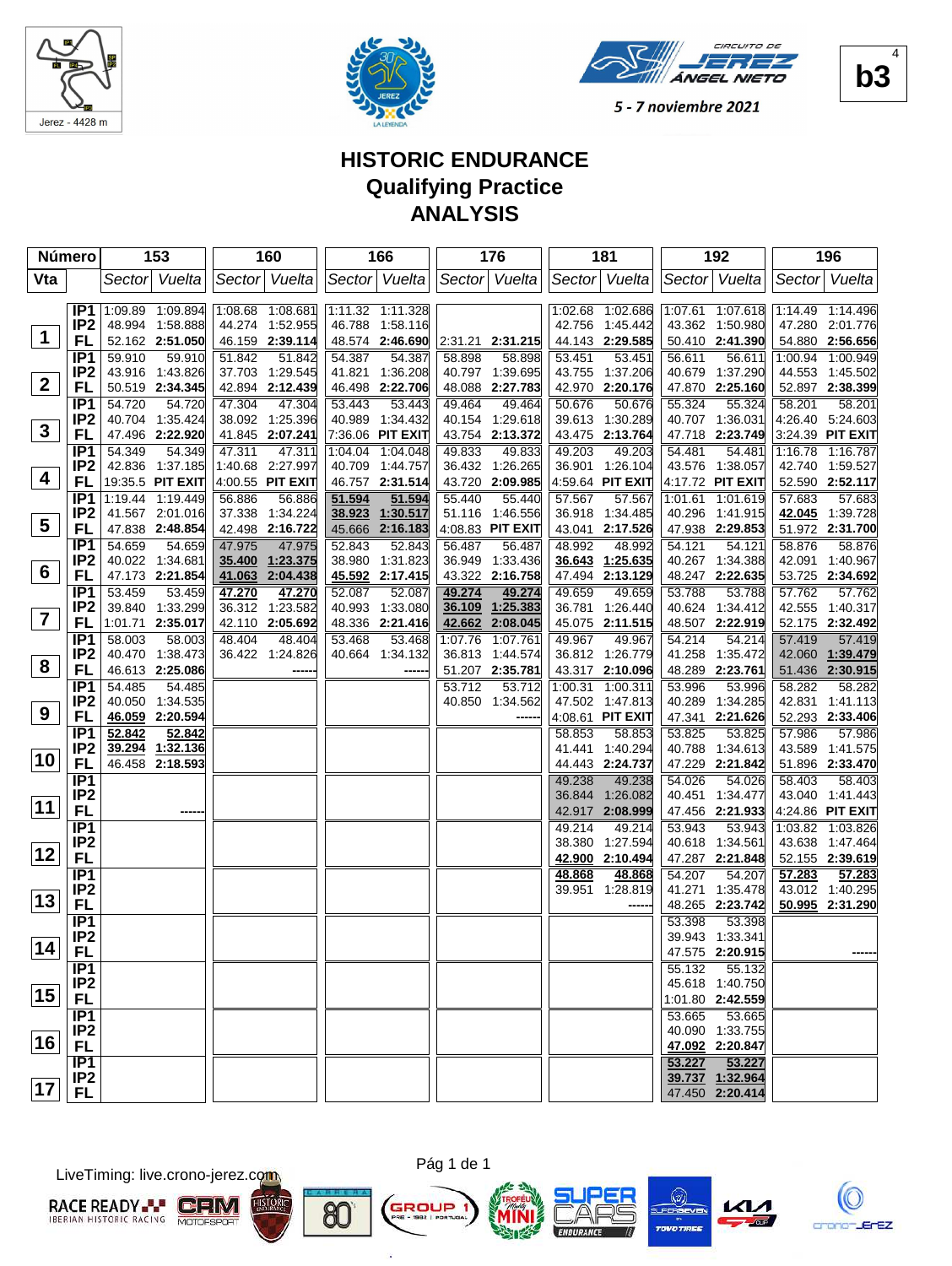Jerez - 4428 m

CIRCUITO DE JEREZ ÁNGEL NIETO

5 - 7 noviembre 2021

**b3**

# HISTORIC ENDURANCE
## Qualifying Practice
## ANALYSIS

| Número | | 153 | | 160 | | 166 | | 176 | | 181 | | 192 | | 196 | |
|---|---|---|---|---|---|---|---|---|---|---|---|---|---|---|---|
| Vta | | Sector | Vuelta | Sector | Vuelta | Sector | Vuelta | Sector | Vuelta | Sector | Vuelta | Sector | Vuelta | Sector | Vuelta |
| 1 | IP1 | 1:09.89 | 1:09.894 | 1:08.68 | 1:08.681 | 1:11.32 | 1:11.328 | | | 1:02.68 | 1:02.686 | 1:07.61 | 1:07.618 | 1:14.49 | 1:14.496 |
| | IP2 | 48.994 | 1:58.888 | 44.274 | 1:52.955 | 46.788 | 1:58.116 | | | 42.756 | 1:45.442 | 43.362 | 1:50.980 | 47.280 | 2:01.776 |
| | FL | 52.162 | **2:51.050** | 46.159 | **2:39.114** | 48.574 | **2:46.690** | 2:31.21 | **2:31.215** | 44.143 | **2:29.585** | 50.410 | **2:41.390** | 54.880 | **2:56.656** |
| 2 | IP1 | 59.910 | 59.910 | 51.842 | 51.842 | 54.387 | 54.387 | 58.898 | 58.898 | 53.451 | 53.451 | 56.611 | 56.611 | 1:00.94 | 1:00.949 |
| | IP2 | 43.916 | 1:43.826 | 37.703 | 1:29.545 | 41.821 | 1:36.208 | 40.797 | 1:39.695 | 43.755 | 1:37.206 | 40.679 | 1:37.290 | 44.553 | 1:45.502 |
| | FL | 50.519 | **2:34.345** | 42.894 | **2:12.439** | 46.498 | **2:22.706** | 48.088 | **2:27.783** | 42.970 | **2:20.176** | 47.870 | **2:25.160** | 52.897 | **2:38.399** |
| 3 | IP1 | 54.720 | 54.720 | 47.304 | 47.304 | 53.443 | 53.443 | 49.464 | 49.464 | 50.676 | 50.676 | 55.324 | 55.324 | 58.201 | 58.201 |
| | IP2 | 40.704 | 1:35.424 | 38.092 | 1:25.396 | 40.989 | 1:34.432 | 40.154 | 1:29.618 | 39.613 | 1:30.289 | 40.707 | 1:36.031 | 4:26.40 | 5:24.603 |
| | FL | 47.496 | **2:22.920** | 41.845 | **2:07.241** | 7:36.06 | **PIT EXIT** | 43.754 | **2:13.372** | 43.475 | **2:13.764** | 47.718 | **2:23.749** | 3:24.39 | **PIT EXIT** |
| 4 | IP1 | 54.349 | 54.349 | 47.311 | 47.311 | 1:04.04 | 1:04.048 | 49.833 | 49.833 | 49.203 | 49.203 | 54.481 | 54.481 | 1:16.78 | 1:16.787 |
| | IP2 | 42.836 | 1:37.185 | 1:40.68 | 2:27.997 | 40.709 | 1:44.757 | 36.432 | 1:26.265 | 36.901 | 1:26.104 | 43.576 | 1:38.057 | 42.740 | 1:59.527 |
| | FL | 19:35.5 | **PIT EXIT** | 4:00.55 | **PIT EXIT** | 46.757 | **2:31.514** | 43.720 | **2:09.985** | 4:59.64 | **PIT EXIT** | 4:17.72 | **PIT EXIT** | 52.590 | **2:52.117** |
| 5 | IP1 | 1:19.44 | 1:19.449 | 56.886 | 56.886 | 51.594 | 51.594 | 55.440 | 55.440 | 57.567 | 57.567 | 1:01.61 | 1:01.619 | 57.683 | 57.683 |
| | IP2 | 41.567 | 2:01.016 | 37.338 | 1:34.224 | 38.923 | 1:30.517 | 51.116 | 1:46.556 | 36.918 | 1:34.485 | 40.296 | 1:41.915 | 42.045 | 1:39.728 |
| | FL | 47.838 | **2:48.854** | 42.498 | **2:16.722** | 45.666 | **2:16.183** | 4:08.83 | **PIT EXIT** | 43.041 | **2:17.526** | 47.938 | **2:29.853** | 51.972 | **2:31.700** |
| 6 | IP1 | 54.659 | 54.659 | 47.975 | 47.975 | 52.843 | 52.843 | 56.487 | 56.487 | 48.992 | 48.992 | 54.121 | 54.121 | 58.876 | 58.876 |
| | IP2 | 40.022 | 1:34.681 | 35.400 | 1:23.375 | 38.980 | 1:31.823 | 36.949 | 1:33.436 | 36.643 | 1:25.635 | 40.267 | 1:34.388 | 42.091 | 1:40.967 |
| | FL | 47.173 | **2:21.854** | 41.063 | **2:04.438** | 45.592 | **2:17.415** | 43.322 | **2:16.758** | 47.494 | **2:13.129** | 48.247 | **2:22.635** | 53.725 | **2:34.692** |
| 7 | IP1 | 53.459 | 53.459 | 47.270 | 47.270 | 52.087 | 52.087 | 49.274 | 49.274 | 49.659 | 49.659 | 53.788 | 53.788 | 57.762 | 57.762 |
| | IP2 | 39.840 | 1:33.299 | 36.312 | 1:23.582 | 40.993 | 1:33.080 | 36.109 | 1:25.383 | 36.781 | 1:26.440 | 40.624 | 1:34.412 | 42.555 | 1:40.317 |
| | FL | 1:01.71 | **2:35.017** | 42.110 | **2:05.692** | 48.336 | **2:21.416** | 42.662 | **2:08.045** | 45.075 | **2:11.515** | 48.507 | **2:22.919** | 52.175 | **2:32.492** |
| 8 | IP1 | 58.003 | 58.003 | 48.404 | 48.404 | 53.468 | 53.468 | 1:07.76 | 1:07.761 | 49.967 | 49.967 | 54.214 | 54.214 | 57.419 | 57.419 |
| | IP2 | 40.470 | 1:38.473 | 36.422 | 1:24.826 | 40.664 | 1:34.132 | 36.813 | 1:44.574 | 36.812 | 1:26.779 | 41.258 | 1:35.472 | 42.060 | 1:39.479 |
| | FL | 46.613 | **2:25.086** | | ------ | | ------ | 51.207 | **2:35.781** | 43.317 | **2:10.096** | 48.289 | **2:23.761** | 51.436 | **2:30.915** |
| 9 | IP1 | 54.485 | 54.485 | | | | | 53.712 | 53.712 | 1:00.31 | 1:00.311 | 53.996 | 53.996 | 58.282 | 58.282 |
| | IP2 | 40.050 | 1:34.535 | | | | | 40.850 | 1:34.562 | 47.502 | 1:47.813 | 40.289 | 1:34.285 | 42.831 | 1:41.113 |
| | FL | 46.059 | **2:20.594** | | | | | | ------ | 4:08.61 | **PIT EXIT** | 47.341 | **2:21.626** | 52.293 | **2:33.406** |
| 10 | IP1 | 52.842 | 52.842 | | | | | | | 58.853 | 58.853 | 53.825 | 53.825 | 57.986 | 57.986 |
| | IP2 | 39.294 | 1:32.136 | | | | | | | 41.441 | 1:40.294 | 40.788 | 1:34.613 | 43.589 | 1:41.575 |
| | FL | 46.458 | **2:18.593** | | | | | | | 44.443 | **2:24.737** | 47.229 | **2:21.842** | 51.896 | **2:33.470** |
| 11 | IP1 | | | | | | | | | 49.238 | 49.238 | 54.026 | 54.026 | 58.403 | 58.403 |
| | IP2 | | | | | | | | | 36.844 | 1:26.082 | 40.451 | 1:34.477 | 43.040 | 1:41.443 |
| | FL | | ------ | | | | | | | 42.917 | **2:08.999** | 47.456 | **2:21.933** | 4:24.86 | **PIT EXIT** |
| 12 | IP1 | | | | | | | | | 49.214 | 49.214 | 53.943 | 53.943 | 1:03.82 | 1:03.826 |
| | IP2 | | | | | | | | | 38.380 | 1:27.594 | 40.618 | 1:34.561 | 43.638 | 1:47.464 |
| | FL | | | | | | | | | 42.900 | **2:10.494** | 47.287 | **2:21.848** | 52.155 | **2:39.619** |
| 13 | IP1 | | | | | | | | | 48.868 | 48.868 | 54.207 | 54.207 | 57.283 | 57.283 |
| | IP2 | | | | | | | | | 39.951 | 1:28.819 | 41.271 | 1:35.478 | 43.012 | 1:40.295 |
| | FL | | | | | | | | | | ------ | 48.265 | **2:23.742** | 50.995 | **2:31.290** |
| 14 | IP1 | | | | | | | | | | | 53.398 | 53.398 | | |
| | IP2 | | | | | | | | | | | 39.943 | 1:33.341 | | |
| | FL | | | | | | | | | | | 47.575 | **2:20.915** | | ------ |
| 15 | IP1 | | | | | | | | | | | 55.132 | 55.132 | | |
| | IP2 | | | | | | | | | | | 45.618 | 1:40.750 | | |
| | FL | | | | | | | | | | | 1:01.80 | **2:42.559** | | |
| 16 | IP1 | | | | | | | | | | | 53.665 | 53.665 | | |
| | IP2 | | | | | | | | | | | 40.090 | 1:33.755 | | |
| | FL | | | | | | | | | | | 47.092 | **2:20.847** | | |
| 17 | IP1 | | | | | | | | | | | 53.227 | 53.227 | | |
| | IP2 | | | | | | | | | | | 39.737 | 1:32.964 | | |
| | FL | | | | | | | | | | | 47.450 | **2:20.414** | | |

LiveTiming: live.crono-jerez.com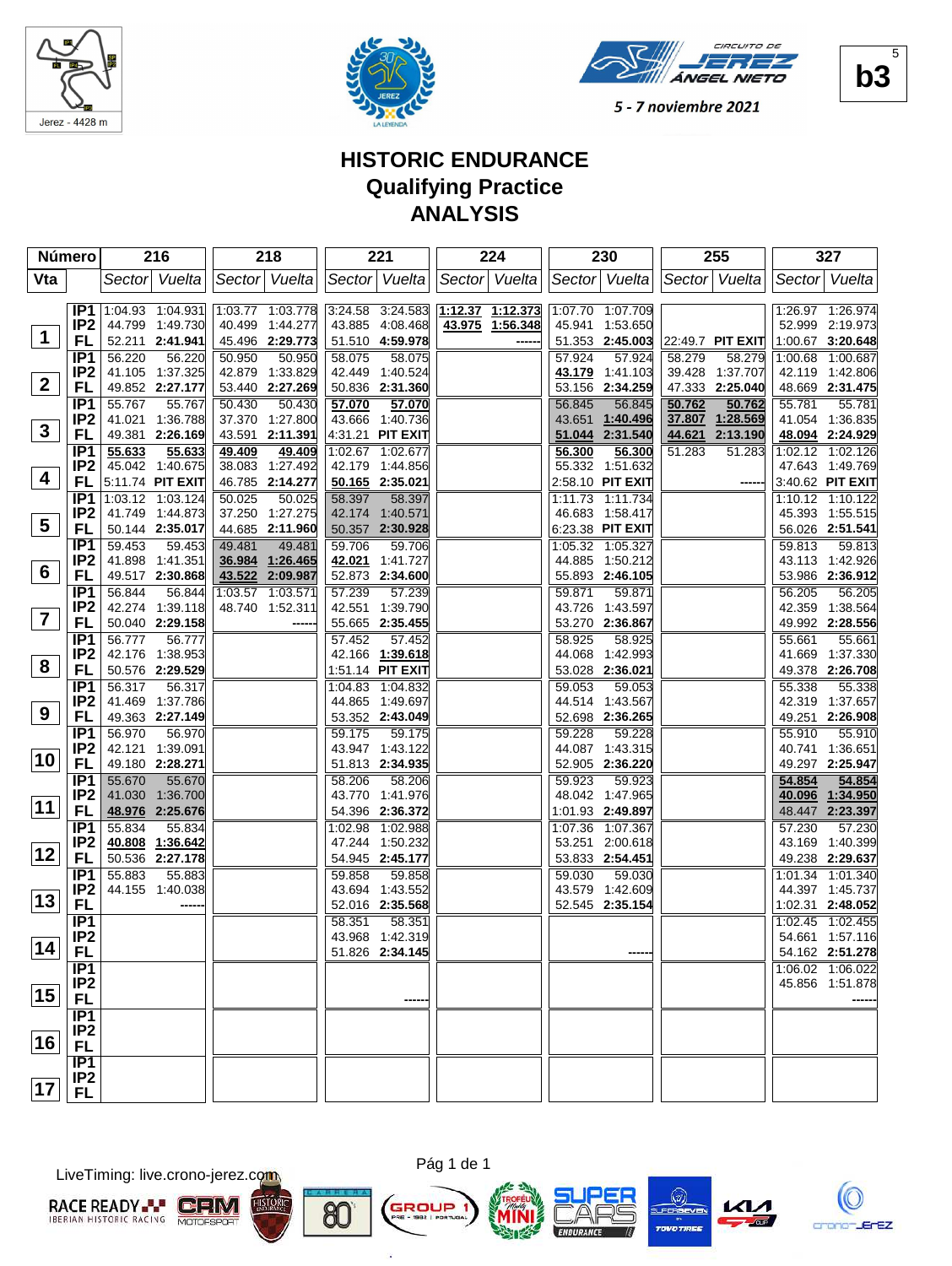Jerez - 4428 m

CIRCUITO DE JEREZ ÁNGEL NIETO

5 - 7 noviembre 2021

b3

# HISTORIC ENDURANCE
## Qualifying Practice
## ANALYSIS

| Número | | 216 | | 218 | | 221 | | 224 | | 230 | | 255 | | 327 | |
|---|---|---|---|---|---|---|---|---|---|---|---|---|---|---|---|
| Vta | | Sector | Vuelta | Sector | Vuelta | Sector | Vuelta | Sector | Vuelta | Sector | Vuelta | Sector | Vuelta | Sector | Vuelta |
| 1 | IP1 | 1:04.93 | 1:04.931 | 1:03.77 | 1:03.778 | 3:24.58 | 3:24.583 | 1:12.37 | 1:12.373 | 1:07.70 | 1:07.709 | | | 1:26.97 | 1:26.974 |
| | IP2 | 44.799 | 1:49.730 | 40.499 | 1:44.277 | 43.885 | 4:08.468 | 43.975 | 1:56.348 | 45.941 | 1:53.650 | | | 52.999 | 2:19.973 |
| | FL | 52.211 | 2:41.941 | 45.496 | 2:29.773 | 51.510 | 4:59.978 | | ------ | 51.353 | 2:45.003 | 22:49.7 | PIT EXIT | 1:00.67 | 3:20.648 |
| 2 | IP1 | 56.220 | 56.220 | 50.950 | 50.950 | 58.075 | 58.075 | | | 57.924 | 57.924 | 58.279 | 58.279 | 1:00.68 | 1:00.687 |
| | IP2 | 41.105 | 1:37.325 | 42.879 | 1:33.829 | 42.449 | 1:40.524 | | | 43.179 | 1:41.103 | 39.428 | 1:37.707 | 42.119 | 1:42.806 |
| | FL | 49.852 | 2:27.177 | 53.440 | 2:27.269 | 50.836 | 2:31.360 | | | 53.156 | 2:34.259 | 47.333 | 2:25.040 | 48.669 | 2:31.475 |
| 3 | IP1 | 55.767 | 55.767 | 50.430 | 50.430 | 57.070 | 57.070 | | | 56.845 | 56.845 | 50.762 | 50.762 | 55.781 | 55.781 |
| | IP2 | 41.021 | 1:36.788 | 37.370 | 1:27.800 | 43.666 | 1:40.736 | | | 43.651 | 1:40.496 | 37.807 | 1:28.569 | 41.054 | 1:36.835 |
| | FL | 49.381 | 2:26.169 | 43.591 | 2:11.391 | 4:31.21 | PIT EXIT | | | 51.044 | 2:31.540 | 44.621 | 2:13.190 | 48.094 | 2:24.929 |
| 4 | IP1 | 55.633 | 55.633 | 49.409 | 49.409 | 1:02.67 | 1:02.677 | | | 56.300 | 56.300 | 51.283 | 51.283 | 1:02.12 | 1:02.126 |
| | IP2 | 45.042 | 1:40.675 | 38.083 | 1:27.492 | 42.179 | 1:44.856 | | | 55.332 | 1:51.632 | | | 47.643 | 1:49.769 |
| | FL | 5:11.74 | PIT EXIT | 46.785 | 2:14.277 | 50.165 | 2:35.021 | | | 2:58.10 | PIT EXIT | | ------ | 3:40.62 | PIT EXIT |
| 5 | IP1 | 1:03.12 | 1:03.124 | 50.025 | 50.025 | 58.397 | 58.397 | | | 1:11.73 | 1:11.734 | | | 1:10.12 | 1:10.122 |
| | IP2 | 41.749 | 1:44.873 | 37.250 | 1:27.275 | 42.174 | 1:40.571 | | | 46.683 | 1:58.417 | | | 45.393 | 1:55.515 |
| | FL | 50.144 | 2:35.017 | 44.685 | 2:11.960 | 50.357 | 2:30.928 | | | 6:23.38 | PIT EXIT | | | 56.026 | 2:51.541 |
| 6 | IP1 | 59.453 | 59.453 | 49.481 | 49.481 | 59.706 | 59.706 | | | 1:05.32 | 1:05.327 | | | 59.813 | 59.813 |
| | IP2 | 41.898 | 1:41.351 | 36.984 | 1:26.465 | 42.021 | 1:41.727 | | | 44.885 | 1:50.212 | | | 43.113 | 1:42.926 |
| | FL | 49.517 | 2:30.868 | 43.522 | 2:09.987 | 52.873 | 2:34.600 | | | 55.893 | 2:46.105 | | | 53.986 | 2:36.912 |
| 7 | IP1 | 56.844 | 56.844 | 1:03.57 | 1:03.571 | 57.239 | 57.239 | | | 59.871 | 59.871 | | | 56.205 | 56.205 |
| | IP2 | 42.274 | 1:39.118 | 48.740 | 1:52.311 | 42.551 | 1:39.790 | | | 43.726 | 1:43.597 | | | 42.359 | 1:38.564 |
| | FL | 50.040 | 2:29.158 | | ------ | 55.665 | 2:35.455 | | | 53.270 | 2:36.867 | | | 49.992 | 2:28.556 |
| 8 | IP1 | 56.777 | 56.777 | | | 57.452 | 57.452 | | | 58.925 | 58.925 | | | 55.661 | 55.661 |
| | IP2 | 42.176 | 1:38.953 | | | 42.166 | 1:39.618 | | | 44.068 | 1:42.993 | | | 41.669 | 1:37.330 |
| | FL | 50.576 | 2:29.529 | | | 1:51.14 | PIT EXIT | | | 53.028 | 2:36.021 | | | 49.378 | 2:26.708 |
| 9 | IP1 | 56.317 | 56.317 | | | 1:04.83 | 1:04.832 | | | 59.053 | 59.053 | | | 55.338 | 55.338 |
| | IP2 | 41.469 | 1:37.786 | | | 44.865 | 1:49.697 | | | 44.514 | 1:43.567 | | | 42.319 | 1:37.657 |
| | FL | 49.363 | 2:27.149 | | | 53.352 | 2:43.049 | | | 52.698 | 2:36.265 | | | 49.251 | 2:26.908 |
| 10 | IP1 | 56.970 | 56.970 | | | 59.175 | 59.175 | | | 59.228 | 59.228 | | | 55.910 | 55.910 |
| | IP2 | 42.121 | 1:39.091 | | | 43.947 | 1:43.122 | | | 44.087 | 1:43.315 | | | 40.741 | 1:36.651 |
| | FL | 49.180 | 2:28.271 | | | 51.813 | 2:34.935 | | | 52.905 | 2:36.220 | | | 49.297 | 2:25.947 |
| 11 | IP1 | 55.670 | 55.670 | | | 58.206 | 58.206 | | | 59.923 | 59.923 | | | 54.854 | 54.854 |
| | IP2 | 41.030 | 1:36.700 | | | 43.770 | 1:41.976 | | | 48.042 | 1:47.965 | | | 40.096 | 1:34.950 |
| | FL | 48.976 | 2:25.676 | | | 54.396 | 2:36.372 | | | 1:01.93 | 2:49.897 | | | 48.447 | 2:23.397 |
| 12 | IP1 | 55.834 | 55.834 | | | 1:02.98 | 1:02.988 | | | 1:07.36 | 1:07.367 | | | 57.230 | 57.230 |
| | IP2 | 40.808 | 1:36.642 | | | 47.244 | 1:50.232 | | | 53.251 | 2:00.618 | | | 43.169 | 1:40.399 |
| | FL | 50.536 | 2:27.178 | | | 54.945 | 2:45.177 | | | 53.833 | 2:54.451 | | | 49.238 | 2:29.637 |
| 13 | IP1 | 55.883 | 55.883 | | | 59.858 | 59.858 | | | 59.030 | 59.030 | | | 1:01.34 | 1:01.340 |
| | IP2 | 44.155 | 1:40.038 | | | 43.694 | 1:43.552 | | | 43.579 | 1:42.609 | | | 44.397 | 1:45.737 |
| | FL | | ------ | | | 52.016 | 2:35.568 | | | 52.545 | 2:35.154 | | | 1:02.31 | 2:48.052 |
| 14 | IP1 | | | | | 58.351 | 58.351 | | | | | | | 1:02.45 | 1:02.455 |
| | IP2 | | | | | 43.968 | 1:42.319 | | | | | | | 54.661 | 1:57.116 |
| | FL | | | | | 51.826 | 2:34.145 | | | | ------ | | | 54.162 | 2:51.278 |
| 15 | IP1 | | | | | | | | | | | | | 1:06.02 | 1:06.022 |
| | IP2 | | | | | | | | | | | | | 45.856 | 1:51.878 |
| | FL | | | | | | ------ | | | | | | | | ------ |
| 16 | IP1 | | | | | | | | | | | | | | |
| | IP2 | | | | | | | | | | | | | | |
| | FL | | | | | | | | | | | | | | |
| 17 | IP1 | | | | | | | | | | | | | | |
| | IP2 | | | | | | | | | | | | | | |
| | FL | | | | | | | | | | | | | | |

LiveTiming: live.crono-jerez.com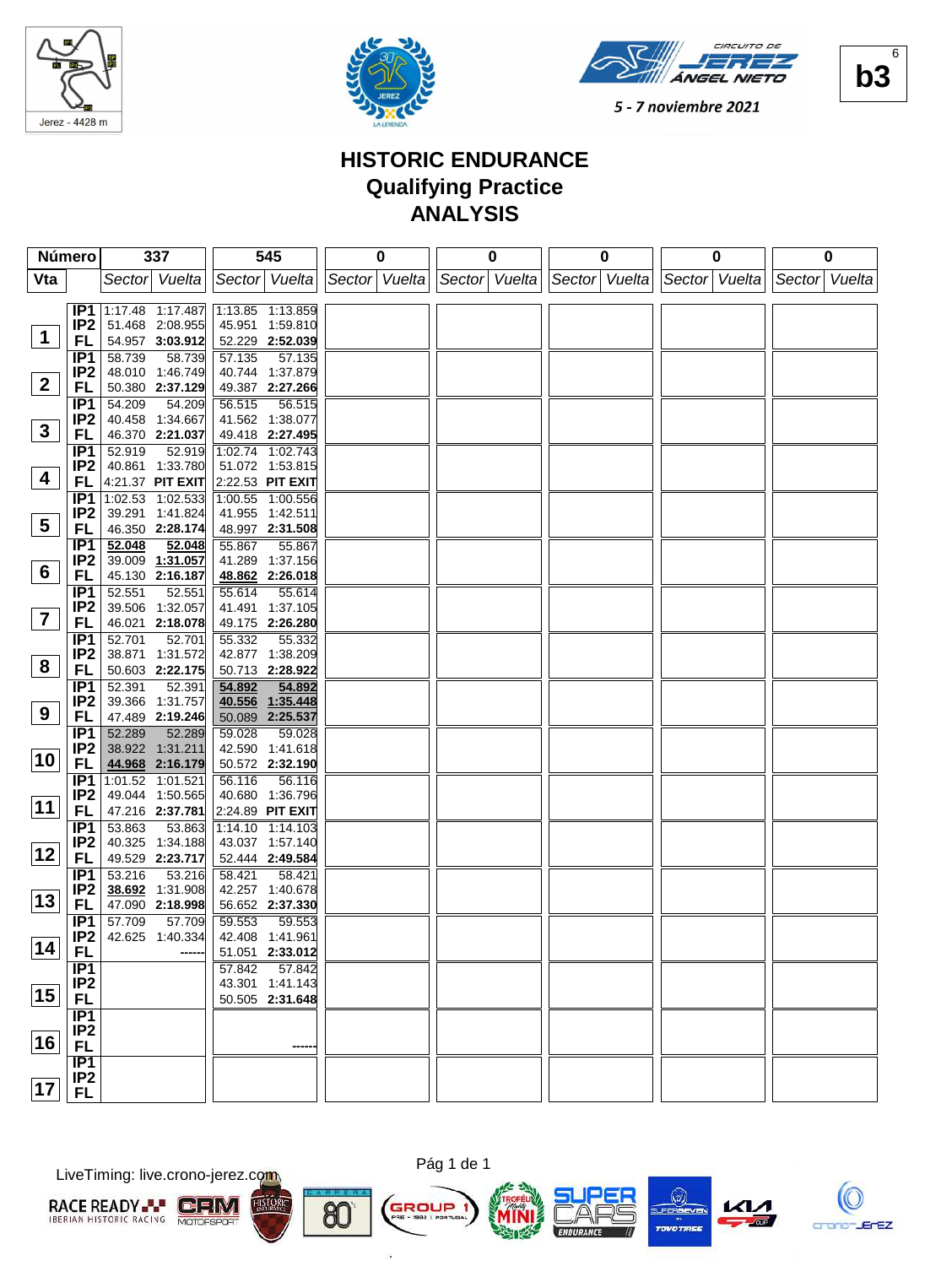Jerez - 4428 m

CIRCUITO DE JEREZ ÁNGEL NIETO

5 - 7 noviembre 2021

b3

# HISTORIC ENDURANCE
## Qualifying Practice
## ANALYSIS

| Número | | 337 | | 545 | | 0 | | 0 | | 0 | | 0 | | 0 | |
|---|---|---|---|---|---|---|---|---|---|---|---|---|---|---|---|
| Vta | | Sector | Vuelta | Sector | Vuelta | Sector | Vuelta | Sector | Vuelta | Sector | Vuelta | Sector | Vuelta | Sector | Vuelta |
| 1 | IP1 | 1:17.48 | 1:17.487 | 1:13.85 | 1:13.859 | | | | | | | | | | |
| | IP2 | 51.468 | 2:08.955 | 45.951 | 1:59.810 | | | | | | | | | | |
| | FL | 54.957 | **3:03.912** | 52.229 | **2:52.039** | | | | | | | | | | |
| 2 | IP1 | 58.739 | 58.739 | 57.135 | 57.135 | | | | | | | | | | |
| | IP2 | 48.010 | 1:46.749 | 40.744 | 1:37.879 | | | | | | | | | | |
| | FL | 50.380 | **2:37.129** | 49.387 | **2:27.266** | | | | | | | | | | |
| 3 | IP1 | 54.209 | 54.209 | 56.515 | 56.515 | | | | | | | | | | |
| | IP2 | 40.458 | 1:34.667 | 41.562 | 1:38.077 | | | | | | | | | | |
| | FL | 46.370 | **2:21.037** | 49.418 | **2:27.495** | | | | | | | | | | |
| 4 | IP1 | 52.919 | 52.919 | 1:02.74 | 1:02.743 | | | | | | | | | | |
| | IP2 | 40.861 | 1:33.780 | 51.072 | 1:53.815 | | | | | | | | | | |
| | FL | 4:21.37 | **PIT EXIT** | 2:22.53 | **PIT EXIT** | | | | | | | | | | |
| 5 | IP1 | 1:02.53 | 1:02.533 | 1:00.55 | 1:00.556 | | | | | | | | | | |
| | IP2 | 39.291 | 1:41.824 | 41.955 | 1:42.511 | | | | | | | | | | |
| | FL | 46.350 | **2:28.174** | 48.997 | **2:31.508** | | | | | | | | | | |
| 6 | IP1 | **52.048** | **52.048** | 55.867 | 55.867 | | | | | | | | | | |
| | IP2 | 39.009 | **1:31.057** | 41.289 | 1:37.156 | | | | | | | | | | |
| | FL | 45.130 | **2:16.187** | **48.862** | **2:26.018** | | | | | | | | | | |
| 7 | IP1 | 52.551 | 52.551 | 55.614 | 55.614 | | | | | | | | | | |
| | IP2 | 39.506 | 1:32.057 | 41.491 | 1:37.105 | | | | | | | | | | |
| | FL | 46.021 | **2:18.078** | 49.175 | **2:26.280** | | | | | | | | | | |
| 8 | IP1 | 52.701 | 52.701 | 55.332 | 55.332 | | | | | | | | | | |
| | IP2 | 38.871 | 1:31.572 | 42.877 | 1:38.209 | | | | | | | | | | |
| | FL | 50.603 | **2:22.175** | 50.713 | **2:28.922** | | | | | | | | | | |
| 9 | IP1 | 52.391 | 52.391 | **54.892** | **54.892** | | | | | | | | | | |
| | IP2 | 39.366 | 1:31.757 | **40.556** | **1:35.448** | | | | | | | | | | |
| | FL | 47.489 | **2:19.246** | 50.089 | **2:25.537** | | | | | | | | | | |
| 10 | IP1 | 52.289 | 52.289 | 59.028 | 59.028 | | | | | | | | | | |
| | IP2 | 38.922 | 1:31.211 | 42.590 | 1:41.618 | | | | | | | | | | |
| | FL | **44.968** | **2:16.179** | 50.572 | **2:32.190** | | | | | | | | | | |
| 11 | IP1 | 1:01.52 | 1:01.521 | 56.116 | 56.116 | | | | | | | | | | |
| | IP2 | 49.044 | 1:50.565 | 40.680 | 1:36.796 | | | | | | | | | | |
| | FL | 47.216 | **2:37.781** | 2:24.89 | **PIT EXIT** | | | | | | | | | | |
| 12 | IP1 | 53.863 | 53.863 | 1:14.10 | 1:14.103 | | | | | | | | | | |
| | IP2 | 40.325 | 1:34.188 | 43.037 | 1:57.140 | | | | | | | | | | |
| | FL | 49.529 | **2:23.717** | 52.444 | **2:49.584** | | | | | | | | | | |
| 13 | IP1 | 53.216 | 53.216 | 58.421 | 58.421 | | | | | | | | | | |
| | IP2 | **38.692** | 1:31.908 | 42.257 | 1:40.678 | | | | | | | | | | |
| | FL | 47.090 | **2:18.998** | 56.652 | **2:37.330** | | | | | | | | | | |
| 14 | IP1 | 57.709 | 57.709 | 59.553 | 59.553 | | | | | | | | | | |
| | IP2 | 42.625 | 1:40.334 | 42.408 | 1:41.961 | | | | | | | | | | |
| | FL | | ------ | 51.051 | **2:33.012** | | | | | | | | | | |
| 15 | IP1 | | | 57.842 | 57.842 | | | | | | | | | | |
| | IP2 | | | 43.301 | 1:41.143 | | | | | | | | | | |
| | FL | | | 50.505 | **2:31.648** | | | | | | | | | | |
| 16 | IP1 | | | | | | | | | | | | | | |
| | IP2 | | | | | | | | | | | | | | |
| | FL | | | | ------ | | | | | | | | | | |
| 17 | IP1 | | | | | | | | | | | | | | |
| | IP2 | | | | | | | | | | | | | | |
| | FL | | | | | | | | | | | | | | |

LiveTiming: live.crono-jerez.com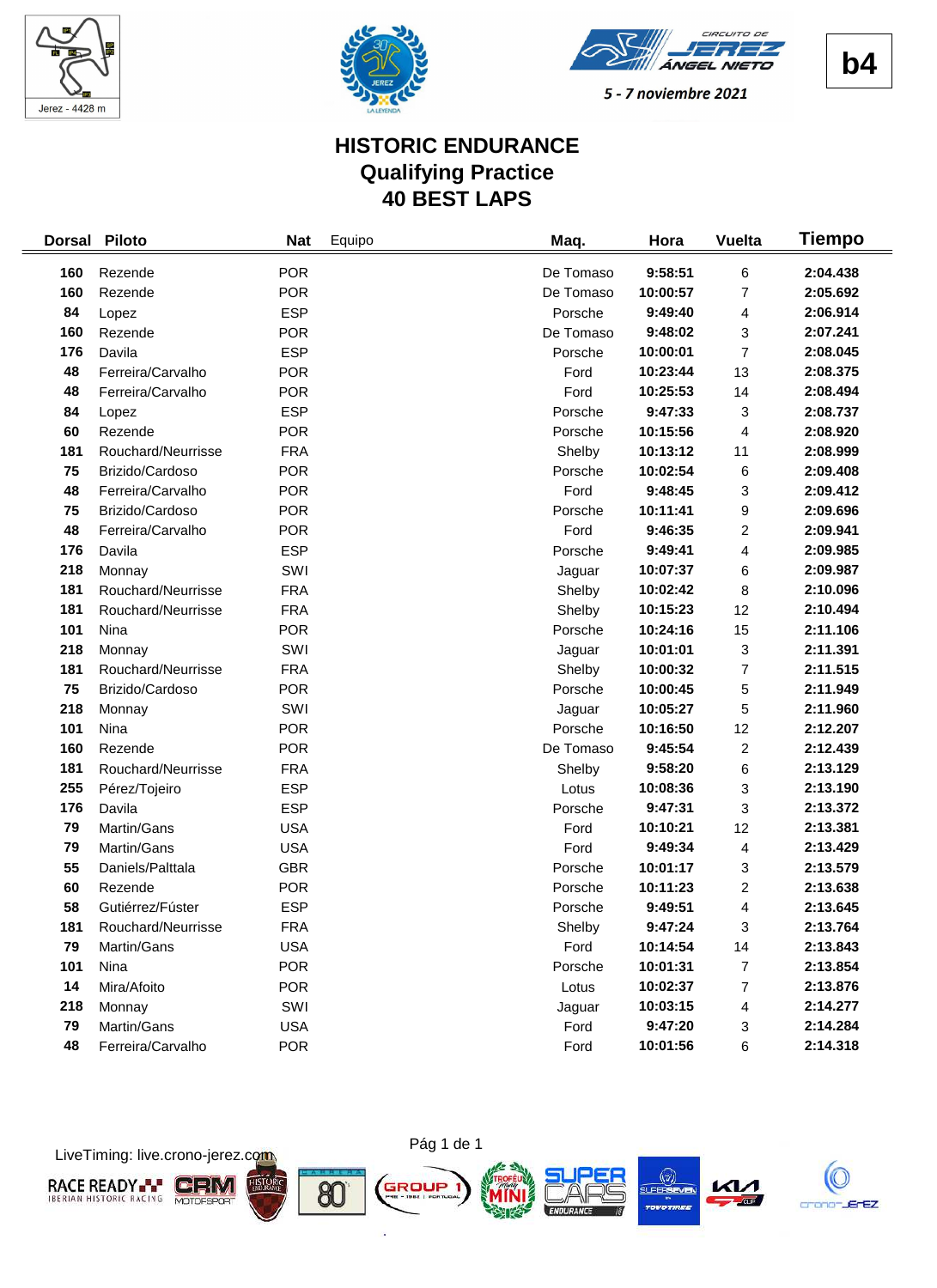Jerez - 4428 m

**b4**

5 - 7 noviembre 2021

# HISTORIC ENDURANCE
## Qualifying Practice
## 40 BEST LAPS

| Dorsal | Piloto | Nat | Equipo | Maq. | Hora | Vuelta | Tiempo |
|---|---|---|---|---|---|---|---|
| 160 | Rezende | POR | | De Tomaso | 9:58:51 | 6 | 2:04.438 |
| 160 | Rezende | POR | | De Tomaso | 10:00:57 | 7 | 2:05.692 |
| 84 | Lopez | ESP | | Porsche | 9:49:40 | 4 | 2:06.914 |
| 160 | Rezende | POR | | De Tomaso | 9:48:02 | 3 | 2:07.241 |
| 176 | Davila | ESP | | Porsche | 10:00:01 | 7 | 2:08.045 |
| 48 | Ferreira/Carvalho | POR | | Ford | 10:23:44 | 13 | 2:08.375 |
| 48 | Ferreira/Carvalho | POR | | Ford | 10:25:53 | 14 | 2:08.494 |
| 84 | Lopez | ESP | | Porsche | 9:47:33 | 3 | 2:08.737 |
| 60 | Rezende | POR | | Porsche | 10:15:56 | 4 | 2:08.920 |
| 181 | Rouchard/Neurrisse | FRA | | Shelby | 10:13:12 | 11 | 2:08.999 |
| 75 | Brizido/Cardoso | POR | | Porsche | 10:02:54 | 6 | 2:09.408 |
| 48 | Ferreira/Carvalho | POR | | Ford | 9:48:45 | 3 | 2:09.412 |
| 75 | Brizido/Cardoso | POR | | Porsche | 10:11:41 | 9 | 2:09.696 |
| 48 | Ferreira/Carvalho | POR | | Ford | 9:46:35 | 2 | 2:09.941 |
| 176 | Davila | ESP | | Porsche | 9:49:41 | 4 | 2:09.985 |
| 218 | Monnay | SWI | | Jaguar | 10:07:37 | 6 | 2:09.987 |
| 181 | Rouchard/Neurrisse | FRA | | Shelby | 10:02:42 | 8 | 2:10.096 |
| 181 | Rouchard/Neurrisse | FRA | | Shelby | 10:15:23 | 12 | 2:10.494 |
| 101 | Nina | POR | | Porsche | 10:24:16 | 15 | 2:11.106 |
| 218 | Monnay | SWI | | Jaguar | 10:01:01 | 3 | 2:11.391 |
| 181 | Rouchard/Neurrisse | FRA | | Shelby | 10:00:32 | 7 | 2:11.515 |
| 75 | Brizido/Cardoso | POR | | Porsche | 10:00:45 | 5 | 2:11.949 |
| 218 | Monnay | SWI | | Jaguar | 10:05:27 | 5 | 2:11.960 |
| 101 | Nina | POR | | Porsche | 10:16:50 | 12 | 2:12.207 |
| 160 | Rezende | POR | | De Tomaso | 9:45:54 | 2 | 2:12.439 |
| 181 | Rouchard/Neurrisse | FRA | | Shelby | 9:58:20 | 6 | 2:13.129 |
| 255 | Pérez/Tojeiro | ESP | | Lotus | 10:08:36 | 3 | 2:13.190 |
| 176 | Davila | ESP | | Porsche | 9:47:31 | 3 | 2:13.372 |
| 79 | Martin/Gans | USA | | Ford | 10:10:21 | 12 | 2:13.381 |
| 79 | Martin/Gans | USA | | Ford | 9:49:34 | 4 | 2:13.429 |
| 55 | Daniels/Palttala | GBR | | Porsche | 10:01:17 | 3 | 2:13.579 |
| 60 | Rezende | POR | | Porsche | 10:11:23 | 2 | 2:13.638 |
| 58 | Gutiérrez/Fúster | ESP | | Porsche | 9:49:51 | 4 | 2:13.645 |
| 181 | Rouchard/Neurrisse | FRA | | Shelby | 9:47:24 | 3 | 2:13.764 |
| 79 | Martin/Gans | USA | | Ford | 10:14:54 | 14 | 2:13.843 |
| 101 | Nina | POR | | Porsche | 10:01:31 | 7 | 2:13.854 |
| 14 | Mira/Afoito | POR | | Lotus | 10:02:37 | 7 | 2:13.876 |
| 218 | Monnay | SWI | | Jaguar | 10:03:15 | 4 | 2:14.277 |
| 79 | Martin/Gans | USA | | Ford | 9:47:20 | 3 | 2:14.284 |
| 48 | Ferreira/Carvalho | POR | | Ford | 10:01:56 | 6 | 2:14.318 |

LiveTiming: live.crono-jerez.com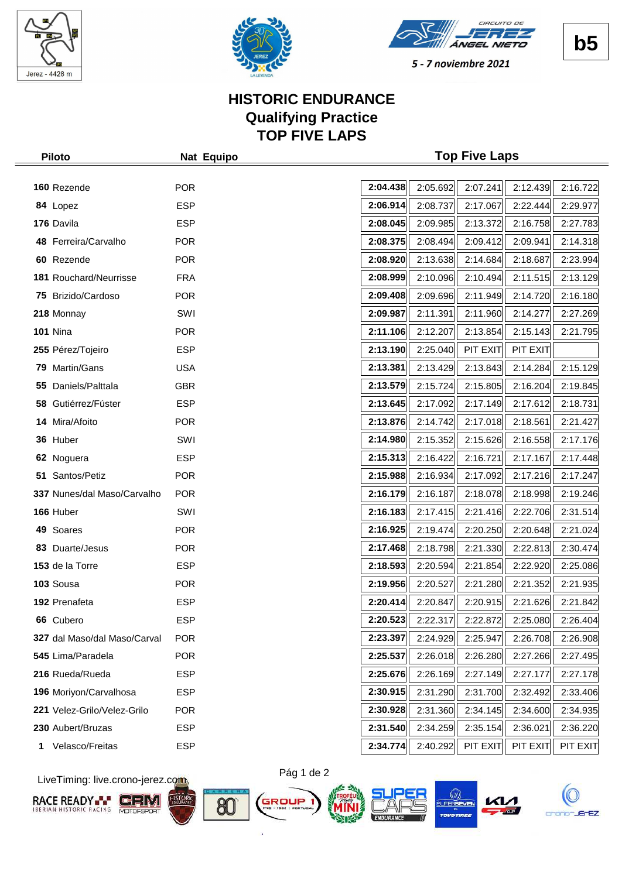Jerez - 4428 m

CIRCUITO DE JEREZ ÁNGEL NIETO

5 - 7 noviembre 2021

**b5**

# HISTORIC ENDURANCE
## Qualifying Practice
## TOP FIVE LAPS

| Piloto | Nat | Equipo | Top Five Laps | | | | |
|---|---|---|---|---|---|---|---|
| **160** Rezende | POR | | **2:04.438** | 2:05.692 | 2:07.241 | 2:12.439 | 2:16.722 |
| **84** Lopez | ESP | | **2:06.914** | 2:08.737 | 2:17.067 | 2:22.444 | 2:29.977 |
| **176** Davila | ESP | | **2:08.045** | 2:09.985 | 2:13.372 | 2:16.758 | 2:27.783 |
| **48** Ferreira/Carvalho | POR | | **2:08.375** | 2:08.494 | 2:09.412 | 2:09.941 | 2:14.318 |
| **60** Rezende | POR | | **2:08.920** | 2:13.638 | 2:14.684 | 2:18.687 | 2:23.994 |
| **181** Rouchard/Neurrisse | FRA | | **2:08.999** | 2:10.096 | 2:10.494 | 2:11.515 | 2:13.129 |
| **75** Brizido/Cardoso | POR | | **2:09.408** | 2:09.696 | 2:11.949 | 2:14.720 | 2:16.180 |
| **218** Monnay | SWI | | **2:09.987** | 2:11.391 | 2:11.960 | 2:14.277 | 2:27.269 |
| **101** Nina | POR | | **2:11.106** | 2:12.207 | 2:13.854 | 2:15.143 | 2:21.795 |
| **255** Pérez/Tojeiro | ESP | | **2:13.190** | 2:25.040 | PIT EXIT | PIT EXIT | |
| **79** Martin/Gans | USA | | **2:13.381** | 2:13.429 | 2:13.843 | 2:14.284 | 2:15.129 |
| **55** Daniels/Palttala | GBR | | **2:13.579** | 2:15.724 | 2:15.805 | 2:16.204 | 2:19.845 |
| **58** Gutiérrez/Fúster | ESP | | **2:13.645** | 2:17.092 | 2:17.149 | 2:17.612 | 2:18.731 |
| **14** Mira/Afoito | POR | | **2:13.876** | 2:14.742 | 2:17.018 | 2:18.561 | 2:21.427 |
| **36** Huber | SWI | | **2:14.980** | 2:15.352 | 2:15.626 | 2:16.558 | 2:17.176 |
| **62** Noguera | ESP | | **2:15.313** | 2:16.422 | 2:16.721 | 2:17.167 | 2:17.448 |
| **51** Santos/Petiz | POR | | **2:15.988** | 2:16.934 | 2:17.092 | 2:17.216 | 2:17.247 |
| **337** Nunes/dal Maso/Carvalho | POR | | **2:16.179** | 2:16.187 | 2:18.078 | 2:18.998 | 2:19.246 |
| **166** Huber | SWI | | **2:16.183** | 2:17.415 | 2:21.416 | 2:22.706 | 2:31.514 |
| **49** Soares | POR | | **2:16.925** | 2:19.474 | 2:20.250 | 2:20.648 | 2:21.024 |
| **83** Duarte/Jesus | POR | | **2:17.468** | 2:18.798 | 2:21.330 | 2:22.813 | 2:30.474 |
| **153** de la Torre | ESP | | **2:18.593** | 2:20.594 | 2:21.854 | 2:22.920 | 2:25.086 |
| **103** Sousa | POR | | **2:19.956** | 2:20.527 | 2:21.280 | 2:21.352 | 2:21.935 |
| **192** Prenafeta | ESP | | **2:20.414** | 2:20.847 | 2:20.915 | 2:21.626 | 2:21.842 |
| **66** Cubero | ESP | | **2:20.523** | 2:22.317 | 2:22.872 | 2:25.080 | 2:26.404 |
| **327** dal Maso/dal Maso/Carval | POR | | **2:23.397** | 2:24.929 | 2:25.947 | 2:26.708 | 2:26.908 |
| **545** Lima/Paradela | POR | | **2:25.537** | 2:26.018 | 2:26.280 | 2:27.266 | 2:27.495 |
| **216** Rueda/Rueda | ESP | | **2:25.676** | 2:26.169 | 2:27.149 | 2:27.177 | 2:27.178 |
| **196** Moriyon/Carvalhosa | ESP | | **2:30.915** | 2:31.290 | 2:31.700 | 2:32.492 | 2:33.406 |
| **221** Velez-Grilo/Velez-Grilo | POR | | **2:30.928** | 2:31.360 | 2:34.145 | 2:34.600 | 2:34.935 |
| **230** Aubert/Bruzas | ESP | | **2:31.540** | 2:34.259 | 2:35.154 | 2:36.021 | 2:36.220 |
| **1** Velasco/Freitas | ESP | | **2:34.774** | 2:40.292 | PIT EXIT | PIT EXIT | PIT EXIT |

LiveTiming: live.crono-jerez.com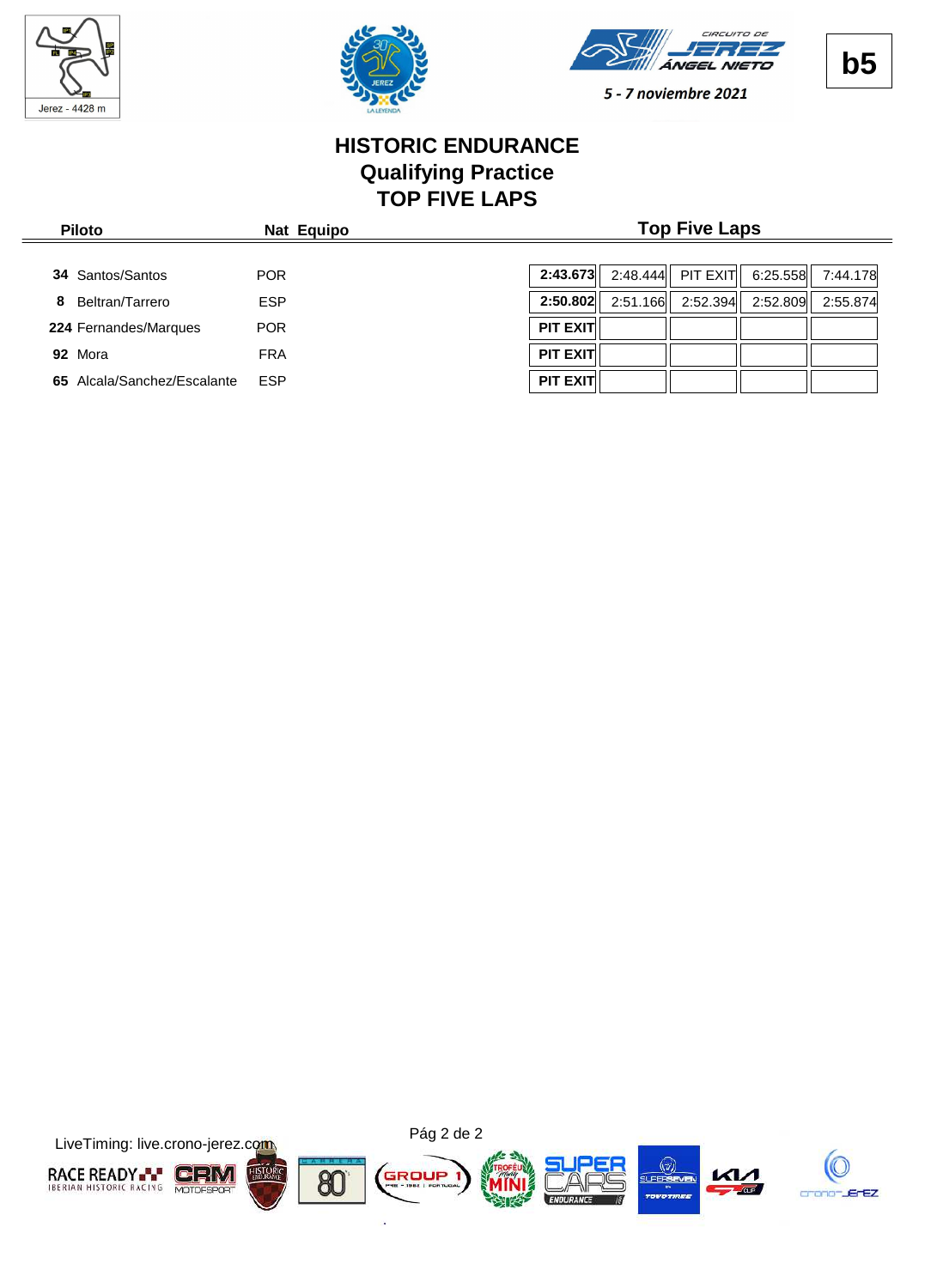Jerez - 4428 m

b5

5 - 7 noviembre 2021

## HISTORIC ENDURANCE
## Qualifying Practice
## TOP FIVE LAPS

| Piloto | Nat | Equipo | Top Five Laps | | | | |
|---|---|---|---|---|---|---|---|
| **34** Santos/Santos | POR | | **2:43.673** | 2:48.444 | PIT EXIT | 6:25.558 | 7:44.178 |
| **8** Beltran/Tarrero | ESP | | **2:50.802** | 2:51.166 | 2:52.394 | 2:52.809 | 2:55.874 |
| **224** Fernandes/Marques | POR | | **PIT EXIT** | | | | |
| **92** Mora | FRA | | **PIT EXIT** | | | | |
| **65** Alcala/Sanchez/Escalante | ESP | | **PIT EXIT** | | | | |

LiveTiming: live.crono-jerez.com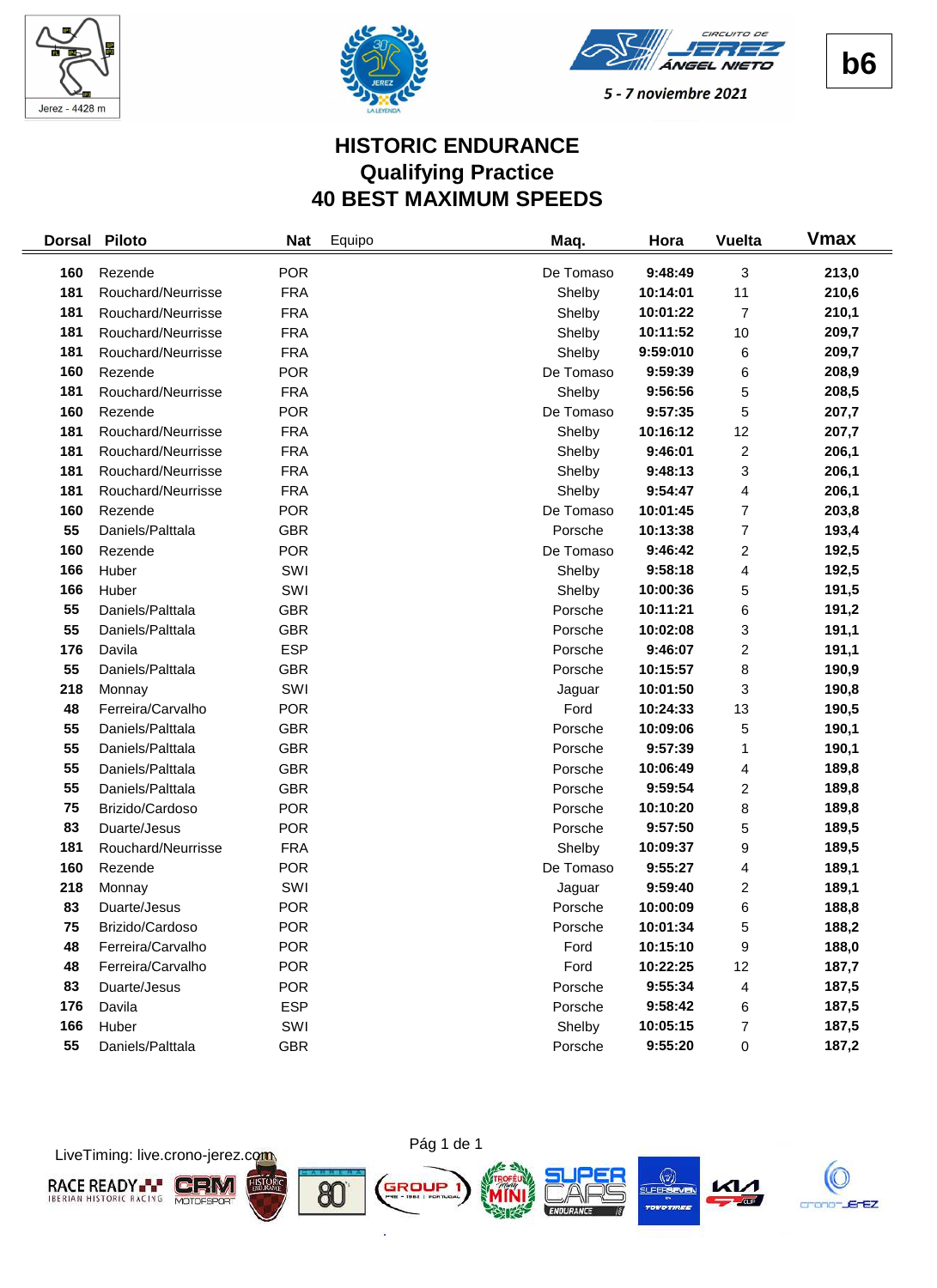Jerez - 4428 m

5 - 7 noviembre 2021

**b6**

# HISTORIC ENDURANCE
## Qualifying Practice
## 40 BEST MAXIMUM SPEEDS

| Dorsal | Piloto | Nat | Equipo | Maq. | Hora | Vuelta | Vmax |
|---|---|---|---|---|---|---|---|
| 160 | Rezende | POR | | De Tomaso | 9:48:49 | 3 | 213,0 |
| 181 | Rouchard/Neurrisse | FRA | | Shelby | 10:14:01 | 11 | 210,6 |
| 181 | Rouchard/Neurrisse | FRA | | Shelby | 10:01:22 | 7 | 210,1 |
| 181 | Rouchard/Neurrisse | FRA | | Shelby | 10:11:52 | 10 | 209,7 |
| 181 | Rouchard/Neurrisse | FRA | | Shelby | 9:59:010 | 6 | 209,7 |
| 160 | Rezende | POR | | De Tomaso | 9:59:39 | 6 | 208,9 |
| 181 | Rouchard/Neurrisse | FRA | | Shelby | 9:56:56 | 5 | 208,5 |
| 160 | Rezende | POR | | De Tomaso | 9:57:35 | 5 | 207,7 |
| 181 | Rouchard/Neurrisse | FRA | | Shelby | 10:16:12 | 12 | 207,7 |
| 181 | Rouchard/Neurrisse | FRA | | Shelby | 9:46:01 | 2 | 206,1 |
| 181 | Rouchard/Neurrisse | FRA | | Shelby | 9:48:13 | 3 | 206,1 |
| 181 | Rouchard/Neurrisse | FRA | | Shelby | 9:54:47 | 4 | 206,1 |
| 160 | Rezende | POR | | De Tomaso | 10:01:45 | 7 | 203,8 |
| 55 | Daniels/Palttala | GBR | | Porsche | 10:13:38 | 7 | 193,4 |
| 160 | Rezende | POR | | De Tomaso | 9:46:42 | 2 | 192,5 |
| 166 | Huber | SWI | | Shelby | 9:58:18 | 4 | 192,5 |
| 166 | Huber | SWI | | Shelby | 10:00:36 | 5 | 191,5 |
| 55 | Daniels/Palttala | GBR | | Porsche | 10:11:21 | 6 | 191,2 |
| 55 | Daniels/Palttala | GBR | | Porsche | 10:02:08 | 3 | 191,1 |
| 176 | Davila | ESP | | Porsche | 9:46:07 | 2 | 191,1 |
| 55 | Daniels/Palttala | GBR | | Porsche | 10:15:57 | 8 | 190,9 |
| 218 | Monnay | SWI | | Jaguar | 10:01:50 | 3 | 190,8 |
| 48 | Ferreira/Carvalho | POR | | Ford | 10:24:33 | 13 | 190,5 |
| 55 | Daniels/Palttala | GBR | | Porsche | 10:09:06 | 5 | 190,1 |
| 55 | Daniels/Palttala | GBR | | Porsche | 9:57:39 | 1 | 190,1 |
| 55 | Daniels/Palttala | GBR | | Porsche | 10:06:49 | 4 | 189,8 |
| 55 | Daniels/Palttala | GBR | | Porsche | 9:59:54 | 2 | 189,8 |
| 75 | Brizido/Cardoso | POR | | Porsche | 10:10:20 | 8 | 189,8 |
| 83 | Duarte/Jesus | POR | | Porsche | 9:57:50 | 5 | 189,5 |
| 181 | Rouchard/Neurrisse | FRA | | Shelby | 10:09:37 | 9 | 189,5 |
| 160 | Rezende | POR | | De Tomaso | 9:55:27 | 4 | 189,1 |
| 218 | Monnay | SWI | | Jaguar | 9:59:40 | 2 | 189,1 |
| 83 | Duarte/Jesus | POR | | Porsche | 10:00:09 | 6 | 188,8 |
| 75 | Brizido/Cardoso | POR | | Porsche | 10:01:34 | 5 | 188,2 |
| 48 | Ferreira/Carvalho | POR | | Ford | 10:15:10 | 9 | 188,0 |
| 48 | Ferreira/Carvalho | POR | | Ford | 10:22:25 | 12 | 187,7 |
| 83 | Duarte/Jesus | POR | | Porsche | 9:55:34 | 4 | 187,5 |
| 176 | Davila | ESP | | Porsche | 9:58:42 | 6 | 187,5 |
| 166 | Huber | SWI | | Shelby | 10:05:15 | 7 | 187,5 |
| 55 | Daniels/Palttala | GBR | | Porsche | 9:55:20 | 0 | 187,2 |

LiveTiming: live.crono-jerez.com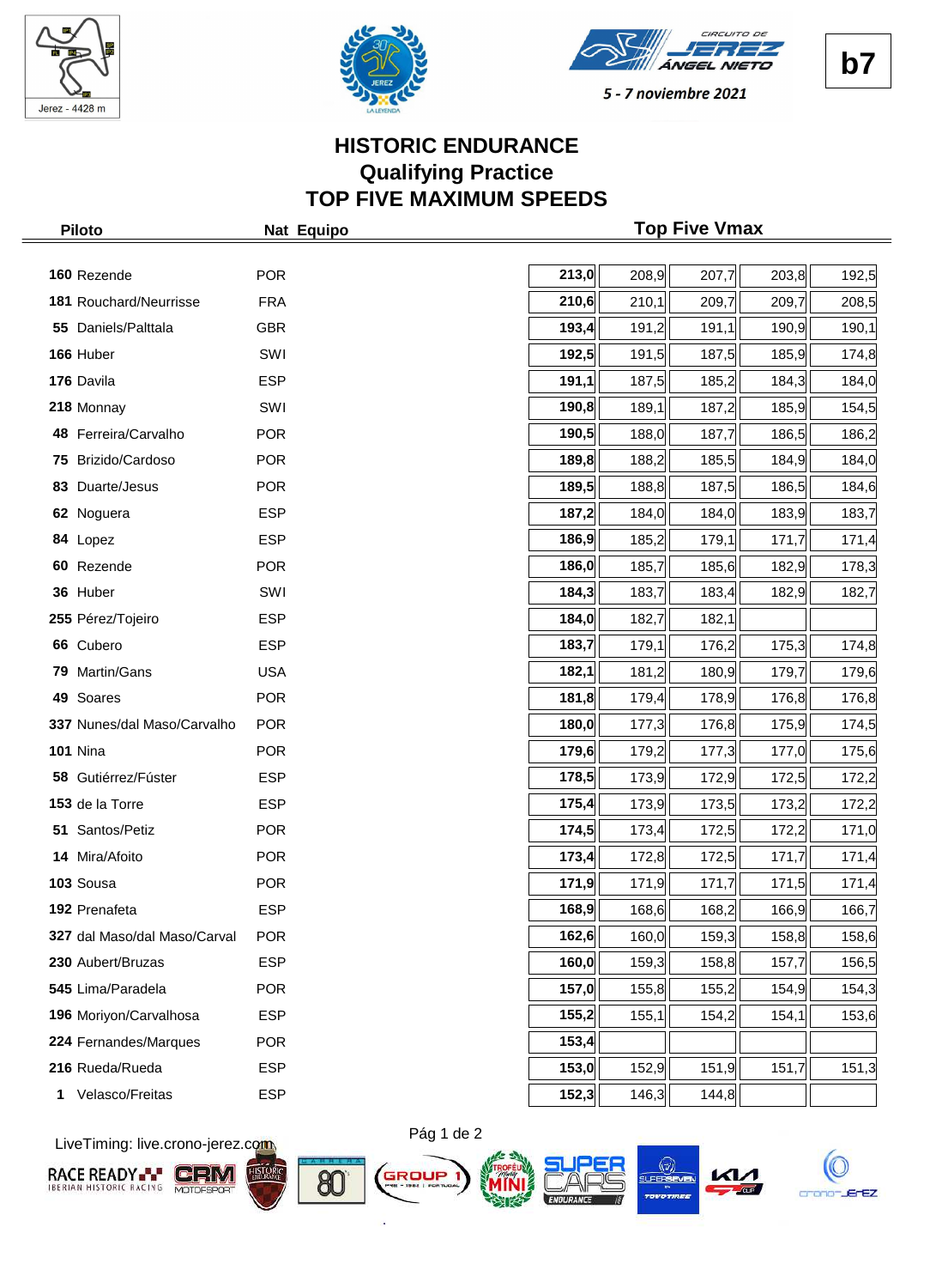b7

Jerez - 4428 m

5 - 7 noviembre 2021

# HISTORIC ENDURANCE
## Qualifying Practice
## TOP FIVE MAXIMUM SPEEDS

| Piloto | Nat | Equipo | Top Five Vmax | | | | |
|---|---|---|---|---|---|---|---|
| 160 Rezende | POR | | 213,0 | 208,9 | 207,7 | 203,8 | 192,5 |
| 181 Rouchard/Neurrisse | FRA | | 210,6 | 210,1 | 209,7 | 209,7 | 208,5 |
| 55 Daniels/Palttala | GBR | | 193,4 | 191,2 | 191,1 | 190,9 | 190,1 |
| 166 Huber | SWI | | 192,5 | 191,5 | 187,5 | 185,9 | 174,8 |
| 176 Davila | ESP | | 191,1 | 187,5 | 185,2 | 184,3 | 184,0 |
| 218 Monnay | SWI | | 190,8 | 189,1 | 187,2 | 185,9 | 154,5 |
| 48 Ferreira/Carvalho | POR | | 190,5 | 188,0 | 187,7 | 186,5 | 186,2 |
| 75 Brizido/Cardoso | POR | | 189,8 | 188,2 | 185,5 | 184,9 | 184,0 |
| 83 Duarte/Jesus | POR | | 189,5 | 188,8 | 187,5 | 186,5 | 184,6 |
| 62 Noguera | ESP | | 187,2 | 184,0 | 184,0 | 183,9 | 183,7 |
| 84 Lopez | ESP | | 186,9 | 185,2 | 179,1 | 171,7 | 171,4 |
| 60 Rezende | POR | | 186,0 | 185,7 | 185,6 | 182,9 | 178,3 |
| 36 Huber | SWI | | 184,3 | 183,7 | 183,4 | 182,9 | 182,7 |
| 255 Pérez/Tojeiro | ESP | | 184,0 | 182,7 | 182,1 | | |
| 66 Cubero | ESP | | 183,7 | 179,1 | 176,2 | 175,3 | 174,8 |
| 79 Martin/Gans | USA | | 182,1 | 181,2 | 180,9 | 179,7 | 179,6 |
| 49 Soares | POR | | 181,8 | 179,4 | 178,9 | 176,8 | 176,8 |
| 337 Nunes/dal Maso/Carvalho | POR | | 180,0 | 177,3 | 176,8 | 175,9 | 174,5 |
| 101 Nina | POR | | 179,6 | 179,2 | 177,3 | 177,0 | 175,6 |
| 58 Gutiérrez/Fúster | ESP | | 178,5 | 173,9 | 172,9 | 172,5 | 172,2 |
| 153 de la Torre | ESP | | 175,4 | 173,9 | 173,5 | 173,2 | 172,2 |
| 51 Santos/Petiz | POR | | 174,5 | 173,4 | 172,5 | 172,2 | 171,0 |
| 14 Mira/Afoito | POR | | 173,4 | 172,8 | 172,5 | 171,7 | 171,4 |
| 103 Sousa | POR | | 171,9 | 171,9 | 171,7 | 171,5 | 171,4 |
| 192 Prenafeta | ESP | | 168,9 | 168,6 | 168,2 | 166,9 | 166,7 |
| 327 dal Maso/dal Maso/Carval | POR | | 162,6 | 160,0 | 159,3 | 158,8 | 158,6 |
| 230 Aubert/Bruzas | ESP | | 160,0 | 159,3 | 158,8 | 157,7 | 156,5 |
| 545 Lima/Paradela | POR | | 157,0 | 155,8 | 155,2 | 154,9 | 154,3 |
| 196 Moriyon/Carvalhosa | ESP | | 155,2 | 155,1 | 154,2 | 154,1 | 153,6 |
| 224 Fernandes/Marques | POR | | 153,4 | | | | |
| 216 Rueda/Rueda | ESP | | 153,0 | 152,9 | 151,9 | 151,7 | 151,3 |
| 1 Velasco/Freitas | ESP | | 152,3 | 146,3 | 144,8 | | |

LiveTiming: live.crono-jerez.com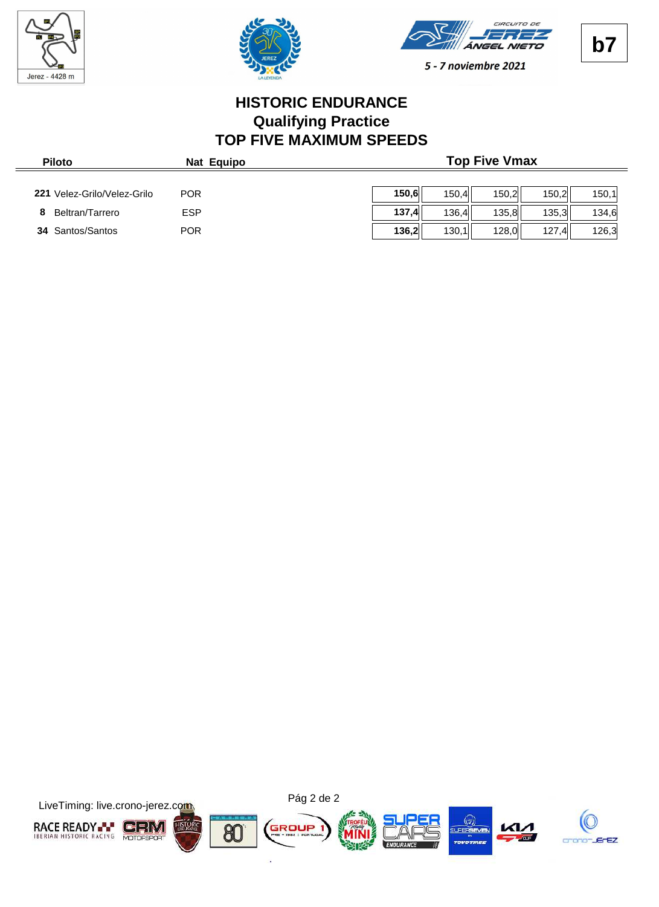Jerez - 4428 m

CIRCUITO DE JEREZ ÁNGEL NIETO

5 - 7 noviembre 2021

**b7**

# HISTORIC ENDURANCE
## Qualifying Practice
## TOP FIVE MAXIMUM SPEEDS

| Piloto | Nat | Equipo | Top Five Vmax | | | | |
|---|---|---|---|---|---|---|---|
| **221** Velez-Grilo/Velez-Grilo | POR | | **150,6** | 150,4 | 150,2 | 150,2 | 150,1 |
| **8** Beltran/Tarrero | ESP | | **137,4** | 136,4 | 135,8 | 135,3 | 134,6 |
| **34** Santos/Santos | POR | | **136,2** | 130,1 | 128,0 | 127,4 | 126,3 |

LiveTiming: live.crono-jerez.com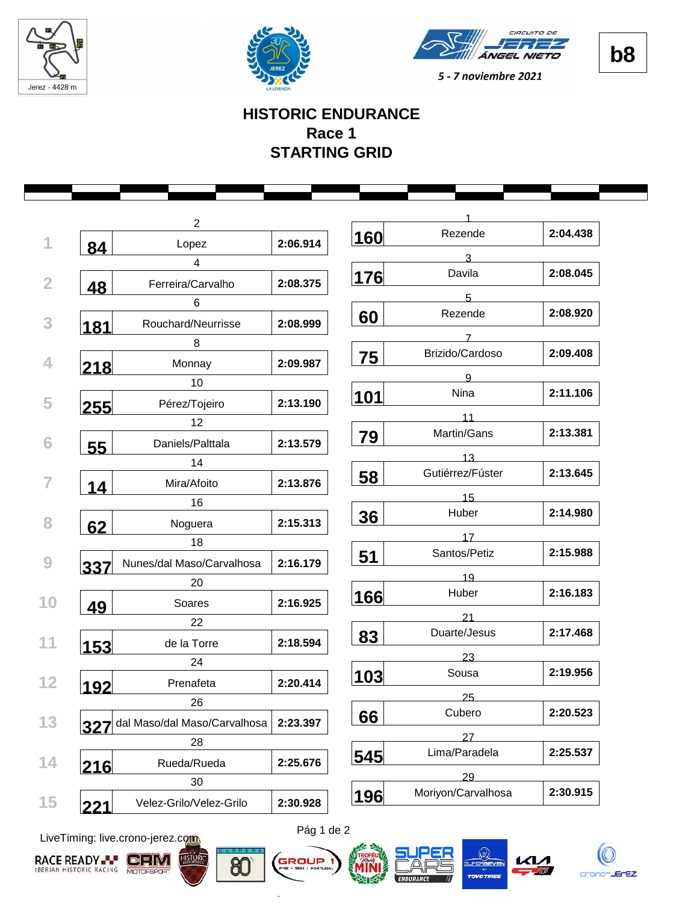Jerez - 4428 m

5 - 7 noviembre 2021

b8

# HISTORIC ENDURANCE
## Race 1
## STARTING GRID

| Row | Pos | No. | Driver(s) | Time | Pos | No. | Driver(s) | Time |
|---|---|---|---|---|---|---|---|---|
| 1 | 2 | 84 | Lopez | 2:06.914 | 1 | 160 | Rezende | 2:04.438 |
| 2 | 4 | 48 | Ferreira/Carvalho | 2:08.375 | 3 | 176 | Davila | 2:08.045 |
| 3 | 6 | 181 | Rouchard/Neurrisse | 2:08.999 | 5 | 60 | Rezende | 2:08.920 |
| 4 | 8 | 218 | Monnay | 2:09.987 | 7 | 75 | Brizido/Cardoso | 2:09.408 |
| 5 | 10 | 255 | Pérez/Tojeiro | 2:13.190 | 9 | 101 | Nina | 2:11.106 |
| 6 | 12 | 55 | Daniels/Palttala | 2:13.579 | 11 | 79 | Martin/Gans | 2:13.381 |
| 7 | 14 | 14 | Mira/Afoito | 2:13.876 | 13 | 58 | Gutiérrez/Fúster | 2:13.645 |
| 8 | 16 | 62 | Noguera | 2:15.313 | 15 | 36 | Huber | 2:14.980 |
| 9 | 18 | 337 | Nunes/dal Maso/Carvalhosa | 2:16.179 | 17 | 51 | Santos/Petiz | 2:15.988 |
| 10 | 20 | 49 | Soares | 2:16.925 | 19 | 166 | Huber | 2:16.183 |
| 11 | 22 | 153 | de la Torre | 2:18.594 | 21 | 83 | Duarte/Jesus | 2:17.468 |
| 12 | 24 | 192 | Prenafeta | 2:20.414 | 23 | 103 | Sousa | 2:19.956 |
| 13 | 26 | 327 | dal Maso/dal Maso/Carvalhosa | 2:23.397 | 25 | 66 | Cubero | 2:20.523 |
| 14 | 28 | 216 | Rueda/Rueda | 2:25.676 | 27 | 545 | Lima/Paradela | 2:25.537 |
| 15 | 30 | 221 | Velez-Grilo/Velez-Grilo | 2:30.928 | 29 | 196 | Moriyon/Carvalhosa | 2:30.915 |

LiveTiming: live.crono-jerez.com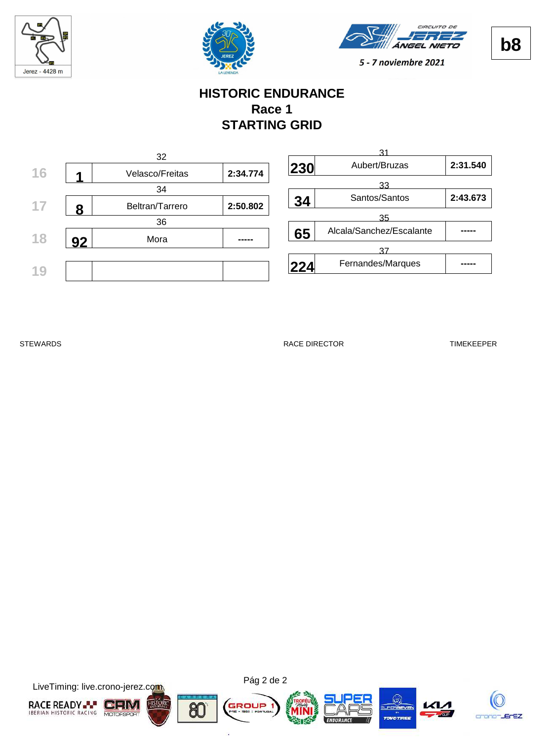b8

5 - 7 noviembre 2021

# HISTORIC ENDURANCE
## Race 1
## STARTING GRID

| Row | Pos | No. | Drivers | Time | Pos | No. | Drivers | Time |
|---|---|---|---|---|---|---|---|---|
| 16 | 32 | 1 | Velasco/Freitas | 2:34.774 | 31 | 230 | Aubert/Bruzas | 2:31.540 |
| 17 | 34 | 8 | Beltran/Tarrero | 2:50.802 | 33 | 34 | Santos/Santos | 2:43.673 |
| 18 | 36 | 92 | Mora | ----- | 35 | 65 | Alcala/Sanchez/Escalante | ----- |
| 19 | | | | | 37 | 224 | Fernandes/Marques | ----- |

STEWARDS

RACE DIRECTOR

TIMEKEEPER

LiveTiming: live.crono-jerez.com